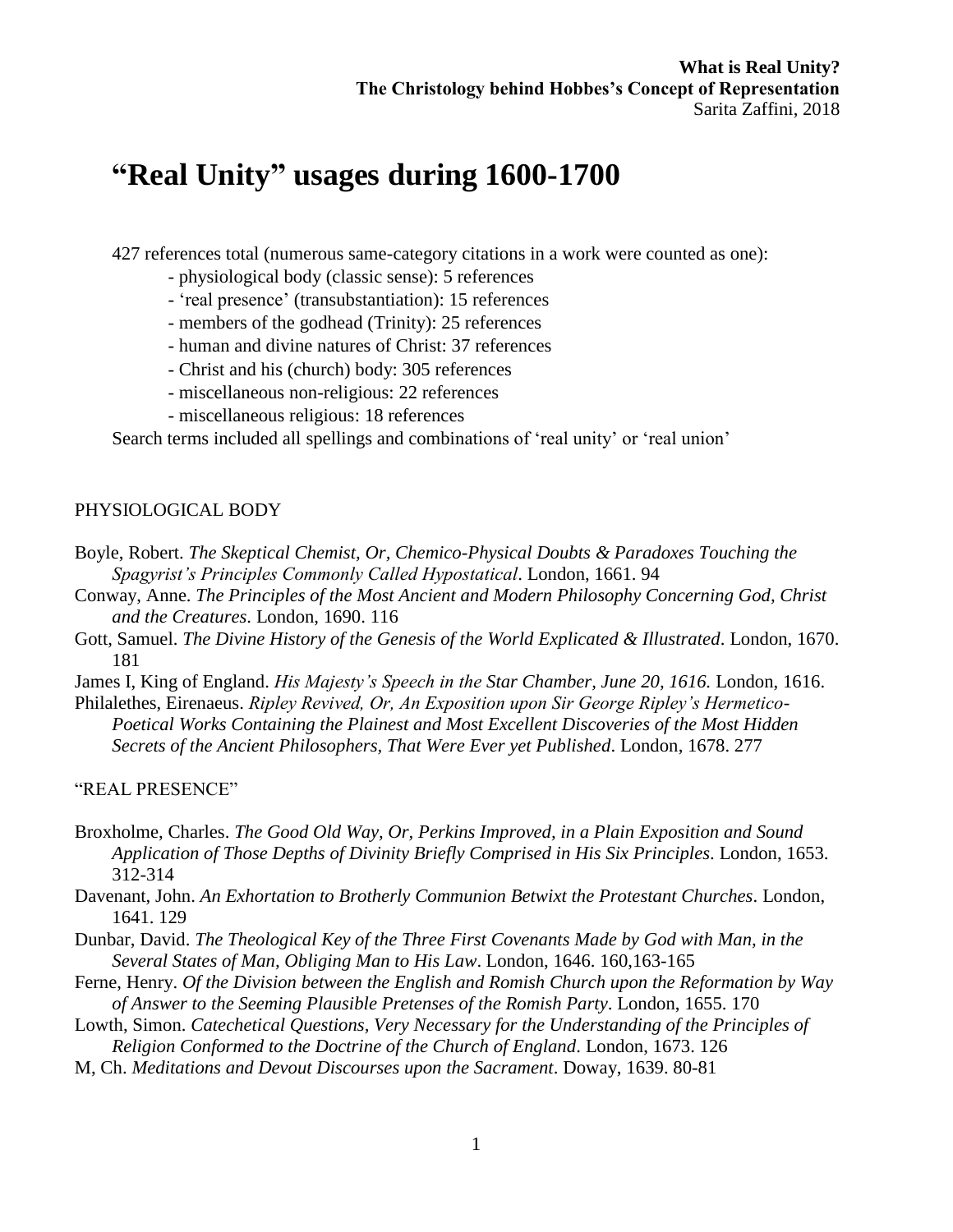**What is Real Unity?**
**The Christology behind Hobbes's Concept of Representation**
Sarita Zaffini, 2018

# "Real Unity" usages during 1600-1700

427 references total (numerous same-category citations in a work were counted as one):

- physiological body (classic sense): 5 references
- 'real presence' (transubstantiation): 15 references
- members of the godhead (Trinity): 25 references
- human and divine natures of Christ: 37 references
- Christ and his (church) body: 305 references
- miscellaneous non-religious: 22 references
- miscellaneous religious: 18 references

Search terms included all spellings and combinations of 'real unity' or 'real union'

## PHYSIOLOGICAL BODY

Boyle, Robert. *The Skeptical Chemist, Or, Chemico-Physical Doubts & Paradoxes Touching the Spagyrist's Principles Commonly Called Hypostatical*. London, 1661. 94

Conway, Anne. *The Principles of the Most Ancient and Modern Philosophy Concerning God, Christ and the Creatures*. London, 1690. 116

Gott, Samuel. *The Divine History of the Genesis of the World Explicated & Illustrated*. London, 1670. 181

James I, King of England. *His Majesty's Speech in the Star Chamber, June 20, 1616.* London, 1616.

Philalethes, Eirenaeus. *Ripley Revived, Or, An Exposition upon Sir George Ripley's Hermetico-Poetical Works Containing the Plainest and Most Excellent Discoveries of the Most Hidden Secrets of the Ancient Philosophers, That Were Ever yet Published*. London, 1678. 277

## "REAL PRESENCE"

Broxholme, Charles. *The Good Old Way, Or, Perkins Improved, in a Plain Exposition and Sound Application of Those Depths of Divinity Briefly Comprised in His Six Principles*. London, 1653. 312-314

Davenant, John. *An Exhortation to Brotherly Communion Betwixt the Protestant Churches*. London, 1641. 129

Dunbar, David. *The Theological Key of the Three First Covenants Made by God with Man, in the Several States of Man, Obliging Man to His Law*. London, 1646. 160,163-165

Ferne, Henry. *Of the Division between the English and Romish Church upon the Reformation by Way of Answer to the Seeming Plausible Pretenses of the Romish Party*. London, 1655. 170

Lowth, Simon. *Catechetical Questions, Very Necessary for the Understanding of the Principles of Religion Conformed to the Doctrine of the Church of England*. London, 1673. 126

M, Ch. *Meditations and Devout Discourses upon the Sacrament*. Doway, 1639. 80-81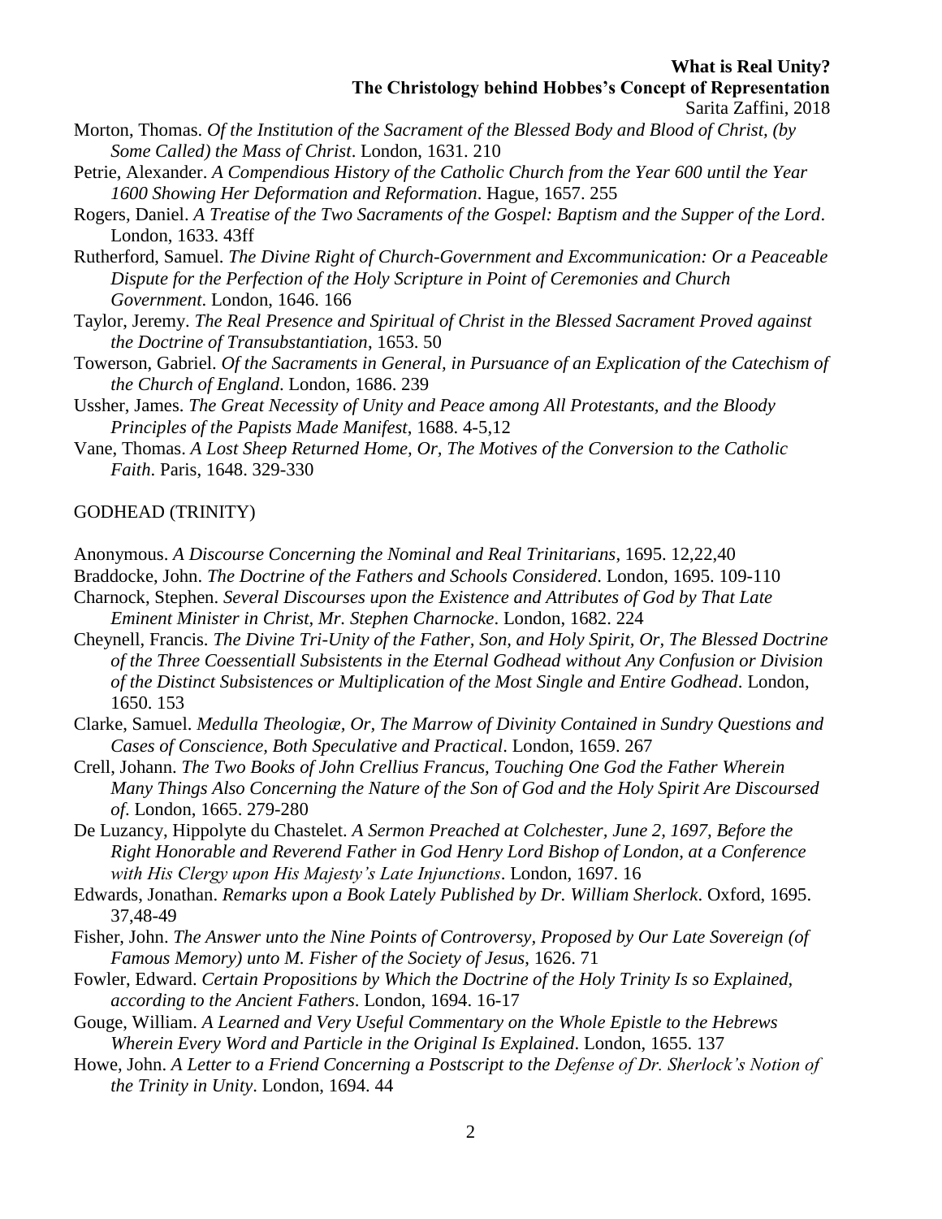Morton, Thomas. *Of the Institution of the Sacrament of the Blessed Body and Blood of Christ, (by Some Called) the Mass of Christ*. London, 1631. 210

Petrie, Alexander. *A Compendious History of the Catholic Church from the Year 600 until the Year 1600 Showing Her Deformation and Reformation*. Hague, 1657. 255

Rogers, Daniel. *A Treatise of the Two Sacraments of the Gospel: Baptism and the Supper of the Lord*. London, 1633. 43ff

Rutherford, Samuel. *The Divine Right of Church-Government and Excommunication: Or a Peaceable Dispute for the Perfection of the Holy Scripture in Point of Ceremonies and Church Government*. London, 1646. 166

Taylor, Jeremy. *The Real Presence and Spiritual of Christ in the Blessed Sacrament Proved against the Doctrine of Transubstantiation*, 1653. 50

Towerson, Gabriel. *Of the Sacraments in General, in Pursuance of an Explication of the Catechism of the Church of England*. London, 1686. 239

Ussher, James. *The Great Necessity of Unity and Peace among All Protestants, and the Bloody Principles of the Papists Made Manifest*, 1688. 4-5,12

Vane, Thomas. *A Lost Sheep Returned Home, Or, The Motives of the Conversion to the Catholic Faith*. Paris, 1648. 329-330

## GODHEAD (TRINITY)

Anonymous. *A Discourse Concerning the Nominal and Real Trinitarians*, 1695. 12,22,40

Braddocke, John. *The Doctrine of the Fathers and Schools Considered*. London, 1695. 109-110

Charnock, Stephen. *Several Discourses upon the Existence and Attributes of God by That Late Eminent Minister in Christ, Mr. Stephen Charnocke*. London, 1682. 224

Cheynell, Francis. *The Divine Tri-Unity of the Father, Son, and Holy Spirit, Or, The Blessed Doctrine of the Three Coessentiall Subsistents in the Eternal Godhead without Any Confusion or Division of the Distinct Subsistences or Multiplication of the Most Single and Entire Godhead*. London, 1650. 153

Clarke, Samuel. *Medulla Theologiæ, Or, The Marrow of Divinity Contained in Sundry Questions and Cases of Conscience, Both Speculative and Practical*. London, 1659. 267

Crell, Johann. *The Two Books of John Crellius Francus, Touching One God the Father Wherein Many Things Also Concerning the Nature of the Son of God and the Holy Spirit Are Discoursed of*. London, 1665. 279-280

De Luzancy, Hippolyte du Chastelet. *A Sermon Preached at Colchester, June 2, 1697, Before the Right Honorable and Reverend Father in God Henry Lord Bishop of London, at a Conference with His Clergy upon His Majesty's Late Injunctions*. London, 1697. 16

Edwards, Jonathan. *Remarks upon a Book Lately Published by Dr. William Sherlock*. Oxford, 1695. 37,48-49

Fisher, John. *The Answer unto the Nine Points of Controversy, Proposed by Our Late Sovereign (of Famous Memory) unto M. Fisher of the Society of Jesus*, 1626. 71

Fowler, Edward. *Certain Propositions by Which the Doctrine of the Holy Trinity Is so Explained, according to the Ancient Fathers*. London, 1694. 16-17

Gouge, William. *A Learned and Very Useful Commentary on the Whole Epistle to the Hebrews Wherein Every Word and Particle in the Original Is Explained*. London, 1655. 137

Howe, John. *A Letter to a Friend Concerning a Postscript to the Defense of Dr. Sherlock's Notion of the Trinity in Unity*. London, 1694. 44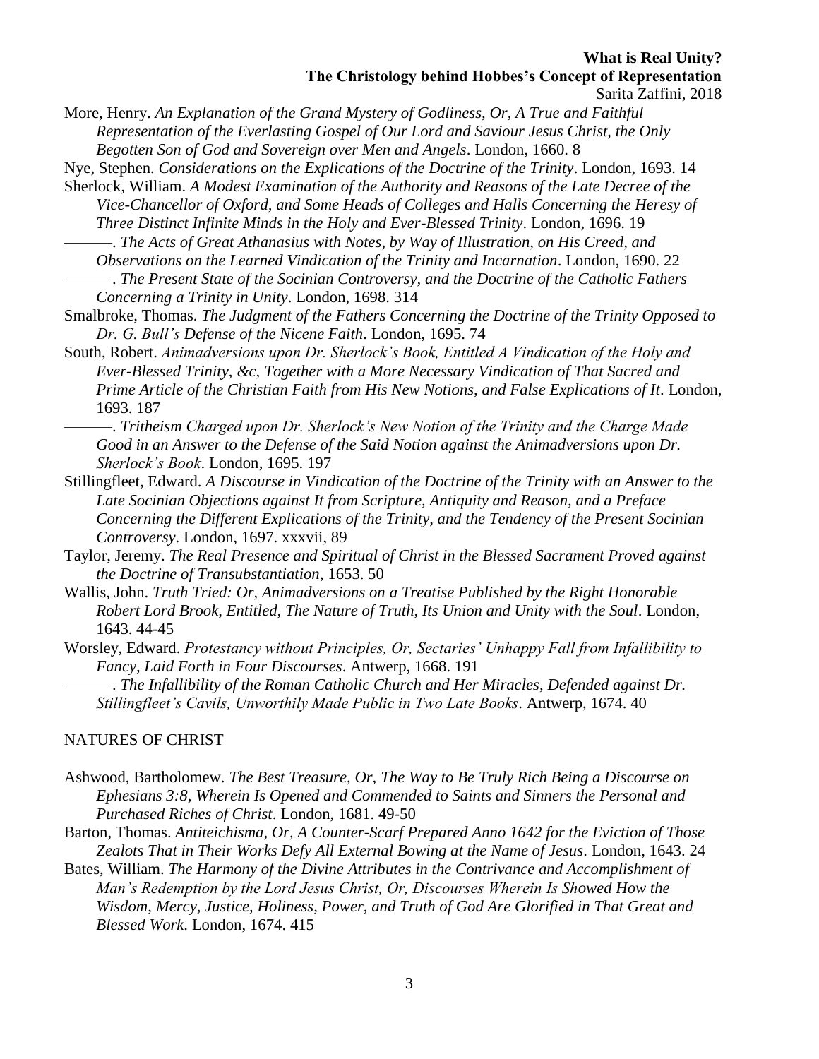More, Henry. *An Explanation of the Grand Mystery of Godliness, Or, A True and Faithful Representation of the Everlasting Gospel of Our Lord and Saviour Jesus Christ, the Only Begotten Son of God and Sovereign over Men and Angels*. London, 1660. 8

Nye, Stephen. *Considerations on the Explications of the Doctrine of the Trinity*. London, 1693. 14

Sherlock, William. *A Modest Examination of the Authority and Reasons of the Late Decree of the Vice-Chancellor of Oxford, and Some Heads of Colleges and Halls Concerning the Heresy of Three Distinct Infinite Minds in the Holy and Ever-Blessed Trinity*. London, 1696. 19

———. *The Acts of Great Athanasius with Notes, by Way of Illustration, on His Creed, and Observations on the Learned Vindication of the Trinity and Incarnation*. London, 1690. 22

———. *The Present State of the Socinian Controversy, and the Doctrine of the Catholic Fathers Concerning a Trinity in Unity*. London, 1698. 314

Smalbroke, Thomas. *The Judgment of the Fathers Concerning the Doctrine of the Trinity Opposed to Dr. G. Bull's Defense of the Nicene Faith*. London, 1695. 74

South, Robert. *Animadversions upon Dr. Sherlock's Book, Entitled A Vindication of the Holy and Ever-Blessed Trinity, &c, Together with a More Necessary Vindication of That Sacred and Prime Article of the Christian Faith from His New Notions, and False Explications of It*. London, 1693. 187

———. *Tritheism Charged upon Dr. Sherlock's New Notion of the Trinity and the Charge Made Good in an Answer to the Defense of the Said Notion against the Animadversions upon Dr. Sherlock's Book*. London, 1695. 197

Stillingfleet, Edward. *A Discourse in Vindication of the Doctrine of the Trinity with an Answer to the Late Socinian Objections against It from Scripture, Antiquity and Reason, and a Preface Concerning the Different Explications of the Trinity, and the Tendency of the Present Socinian Controversy*. London, 1697. xxxvii, 89

Taylor, Jeremy. *The Real Presence and Spiritual of Christ in the Blessed Sacrament Proved against the Doctrine of Transubstantiation*, 1653. 50

Wallis, John. *Truth Tried: Or, Animadversions on a Treatise Published by the Right Honorable Robert Lord Brook, Entitled, The Nature of Truth, Its Union and Unity with the Soul*. London, 1643. 44-45

Worsley, Edward. *Protestancy without Principles, Or, Sectaries' Unhappy Fall from Infallibility to Fancy, Laid Forth in Four Discourses*. Antwerp, 1668. 191

———. *The Infallibility of the Roman Catholic Church and Her Miracles, Defended against Dr. Stillingfleet's Cavils, Unworthily Made Public in Two Late Books*. Antwerp, 1674. 40

## NATURES OF CHRIST

Ashwood, Bartholomew. *The Best Treasure, Or, The Way to Be Truly Rich Being a Discourse on Ephesians 3:8, Wherein Is Opened and Commended to Saints and Sinners the Personal and Purchased Riches of Christ*. London, 1681. 49-50

Barton, Thomas. *Antiteichisma, Or, A Counter-Scarf Prepared Anno 1642 for the Eviction of Those Zealots That in Their Works Defy All External Bowing at the Name of Jesus*. London, 1643. 24

Bates, William. *The Harmony of the Divine Attributes in the Contrivance and Accomplishment of Man's Redemption by the Lord Jesus Christ, Or, Discourses Wherein Is Showed How the Wisdom, Mercy, Justice, Holiness, Power, and Truth of God Are Glorified in That Great and Blessed Work*. London, 1674. 415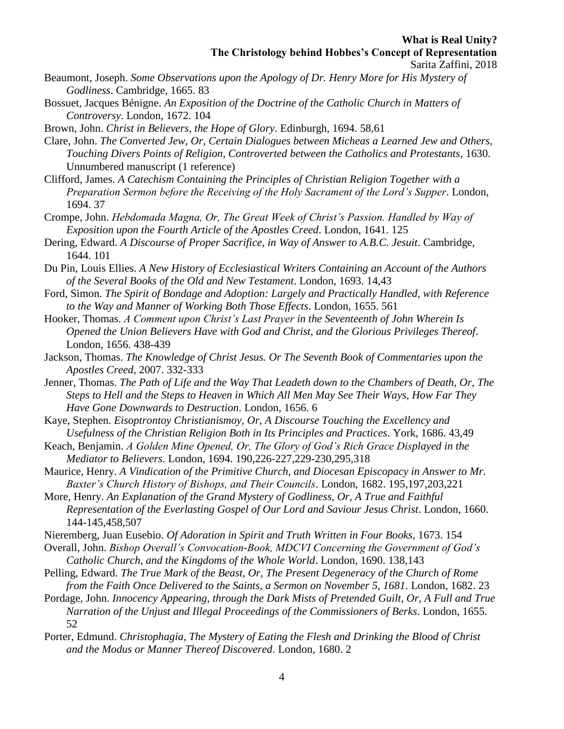Beaumont, Joseph. *Some Observations upon the Apology of Dr. Henry More for His Mystery of Godliness*. Cambridge, 1665. 83

Bossuet, Jacques Bénigne. *An Exposition of the Doctrine of the Catholic Church in Matters of Controversy*. London, 1672. 104

Brown, John. *Christ in Believers, the Hope of Glory*. Edinburgh, 1694. 58,61

Clare, John. *The Converted Jew, Or, Certain Dialogues between Micheas a Learned Jew and Others, Touching Divers Points of Religion, Controverted between the Catholics and Protestants*, 1630. Unnumbered manuscript (1 reference)

Clifford, James. *A Catechism Containing the Principles of Christian Religion Together with a Preparation Sermon before the Receiving of the Holy Sacrament of the Lord's Supper*. London, 1694. 37

Crompe, John. *Hebdomada Magna, Or, The Great Week of Christ's Passion. Handled by Way of Exposition upon the Fourth Article of the Apostles Creed*. London, 1641. 125

Dering, Edward. *A Discourse of Proper Sacrifice, in Way of Answer to A.B.C. Jesuit*. Cambridge, 1644. 101

Du Pin, Louis Ellies. *A New History of Ecclesiastical Writers Containing an Account of the Authors of the Several Books of the Old and New Testament*. London, 1693. 14,43

Ford, Simon. *The Spirit of Bondage and Adoption: Largely and Practically Handled, with Reference to the Way and Manner of Working Both Those Effects*. London, 1655. 561

Hooker, Thomas. *A Comment upon Christ's Last Prayer in the Seventeenth of John Wherein Is Opened the Union Believers Have with God and Christ, and the Glorious Privileges Thereof*. London, 1656. 438-439

Jackson, Thomas. *The Knowledge of Christ Jesus. Or The Seventh Book of Commentaries upon the Apostles Creed*, 2007. 332-333

Jenner, Thomas. *The Path of Life and the Way That Leadeth down to the Chambers of Death, Or, The Steps to Hell and the Steps to Heaven in Which All Men May See Their Ways, How Far They Have Gone Downwards to Destruction*. London, 1656. 6

Kaye, Stephen. *Eisoptrontoy Christianismoy, Or, A Discourse Touching the Excellency and Usefulness of the Christian Religion Both in Its Principles and Practices*. York, 1686. 43,49

Keach, Benjamin. *A Golden Mine Opened, Or, The Glory of God's Rich Grace Displayed in the Mediator to Believers*. London, 1694. 190,226-227,229-230,295,318

Maurice, Henry. *A Vindication of the Primitive Church, and Diocesan Episcopacy in Answer to Mr. Baxter's Church History of Bishops, and Their Councils*. London, 1682. 195,197,203,221

More, Henry. *An Explanation of the Grand Mystery of Godliness, Or, A True and Faithful Representation of the Everlasting Gospel of Our Lord and Saviour Jesus Christ*. London, 1660. 144-145,458,507

Nieremberg, Juan Eusebio. *Of Adoration in Spirit and Truth Written in Four Books*, 1673. 154

Overall, John. *Bishop Overall's Convocation-Book, MDCVI Concerning the Government of God's Catholic Church, and the Kingdoms of the Whole World*. London, 1690. 138,143

Pelling, Edward. *The True Mark of the Beast, Or, The Present Degeneracy of the Church of Rome from the Faith Once Delivered to the Saints, a Sermon on November 5, 1681*. London, 1682. 23

Pordage, John. *Innocency Appearing, through the Dark Mists of Pretended Guilt, Or, A Full and True Narration of the Unjust and Illegal Proceedings of the Commissioners of Berks*. London, 1655. 52

Porter, Edmund. *Christophagia, The Mystery of Eating the Flesh and Drinking the Blood of Christ and the Modus or Manner Thereof Discovered*. London, 1680. 2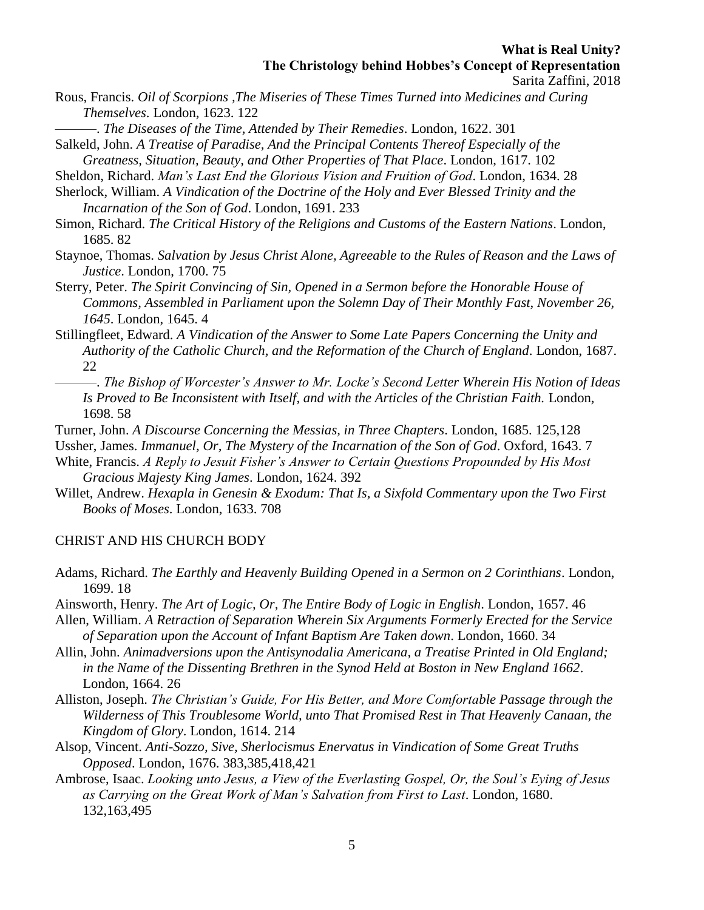Rous, Francis. *Oil of Scorpions ,The Miseries of These Times Turned into Medicines and Curing Themselves*. London, 1623. 122

———. *The Diseases of the Time, Attended by Their Remedies*. London, 1622. 301

Salkeld, John. *A Treatise of Paradise, And the Principal Contents Thereof Especially of the Greatness, Situation, Beauty, and Other Properties of That Place*. London, 1617. 102

Sheldon, Richard. *Man's Last End the Glorious Vision and Fruition of God*. London, 1634. 28

Sherlock, William. *A Vindication of the Doctrine of the Holy and Ever Blessed Trinity and the Incarnation of the Son of God*. London, 1691. 233

Simon, Richard. *The Critical History of the Religions and Customs of the Eastern Nations*. London, 1685. 82

Staynoe, Thomas. *Salvation by Jesus Christ Alone, Agreeable to the Rules of Reason and the Laws of Justice*. London, 1700. 75

Sterry, Peter. *The Spirit Convincing of Sin, Opened in a Sermon before the Honorable House of Commons, Assembled in Parliament upon the Solemn Day of Their Monthly Fast, November 26, 1645*. London, 1645. 4

Stillingfleet, Edward. *A Vindication of the Answer to Some Late Papers Concerning the Unity and Authority of the Catholic Church, and the Reformation of the Church of England*. London, 1687. 22

———. *The Bishop of Worcester's Answer to Mr. Locke's Second Letter Wherein His Notion of Ideas Is Proved to Be Inconsistent with Itself, and with the Articles of the Christian Faith.* London, 1698. 58

Turner, John. *A Discourse Concerning the Messias, in Three Chapters*. London, 1685. 125,128

Ussher, James. *Immanuel, Or, The Mystery of the Incarnation of the Son of God*. Oxford, 1643. 7

White, Francis. *A Reply to Jesuit Fisher's Answer to Certain Questions Propounded by His Most Gracious Majesty King James*. London, 1624. 392

Willet, Andrew. *Hexapla in Genesin & Exodum: That Is, a Sixfold Commentary upon the Two First Books of Moses*. London, 1633. 708

## CHRIST AND HIS CHURCH BODY

Adams, Richard. *The Earthly and Heavenly Building Opened in a Sermon on 2 Corinthians*. London, 1699. 18

Ainsworth, Henry. *The Art of Logic, Or, The Entire Body of Logic in English*. London, 1657. 46

Allen, William. *A Retraction of Separation Wherein Six Arguments Formerly Erected for the Service of Separation upon the Account of Infant Baptism Are Taken down*. London, 1660. 34

Allin, John. *Animadversions upon the Antisynodalia Americana, a Treatise Printed in Old England; in the Name of the Dissenting Brethren in the Synod Held at Boston in New England 1662*. London, 1664. 26

Alliston, Joseph. *The Christian's Guide, For His Better, and More Comfortable Passage through the Wilderness of This Troublesome World, unto That Promised Rest in That Heavenly Canaan, the Kingdom of Glory*. London, 1614. 214

Alsop, Vincent. *Anti-Sozzo, Sive, Sherlocismus Enervatus in Vindication of Some Great Truths Opposed*. London, 1676. 383,385,418,421

Ambrose, Isaac. *Looking unto Jesus, a View of the Everlasting Gospel, Or, the Soul's Eying of Jesus as Carrying on the Great Work of Man's Salvation from First to Last*. London, 1680. 132,163,495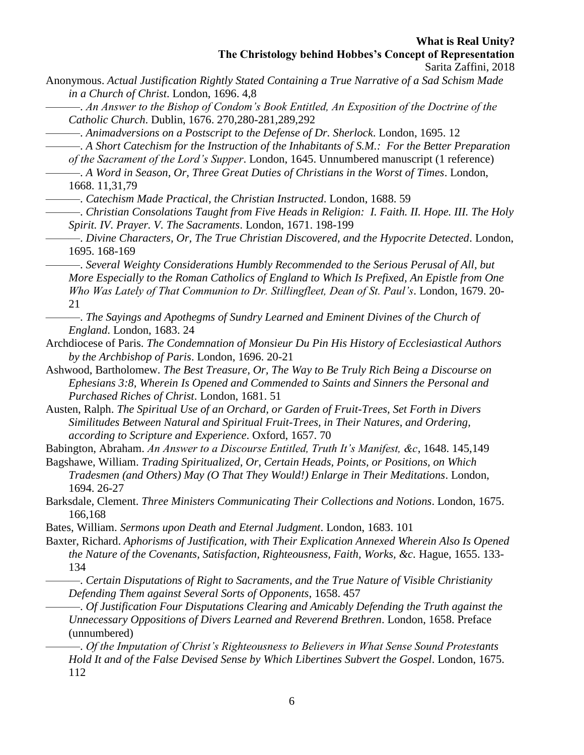Anonymous. *Actual Justification Rightly Stated Containing a True Narrative of a Sad Schism Made in a Church of Christ*. London, 1696. 4,8

———. *An Answer to the Bishop of Condom's Book Entitled, An Exposition of the Doctrine of the Catholic Church*. Dublin, 1676. 270,280-281,289,292

———. *Animadversions on a Postscript to the Defense of Dr. Sherlock*. London, 1695. 12

———. *A Short Catechism for the Instruction of the Inhabitants of S.M.: For the Better Preparation of the Sacrament of the Lord's Supper*. London, 1645. Unnumbered manuscript (1 reference)

———. *A Word in Season, Or, Three Great Duties of Christians in the Worst of Times*. London, 1668. 11,31,79

———. *Catechism Made Practical, the Christian Instructed*. London, 1688. 59

———. *Christian Consolations Taught from Five Heads in Religion: I. Faith. II. Hope. III. The Holy Spirit. IV. Prayer. V. The Sacraments*. London, 1671. 198-199

———. *Divine Characters, Or, The True Christian Discovered, and the Hypocrite Detected*. London, 1695. 168-169

———. *Several Weighty Considerations Humbly Recommended to the Serious Perusal of All, but More Especially to the Roman Catholics of England to Which Is Prefixed, An Epistle from One Who Was Lately of That Communion to Dr. Stillingfleet, Dean of St. Paul's*. London, 1679. 20-21

———. *The Sayings and Apothegms of Sundry Learned and Eminent Divines of the Church of England*. London, 1683. 24

Archdiocese of Paris. *The Condemnation of Monsieur Du Pin His History of Ecclesiastical Authors by the Archbishop of Paris*. London, 1696. 20-21

Ashwood, Bartholomew. *The Best Treasure, Or, The Way to Be Truly Rich Being a Discourse on Ephesians 3:8, Wherein Is Opened and Commended to Saints and Sinners the Personal and Purchased Riches of Christ*. London, 1681. 51

Austen, Ralph. *The Spiritual Use of an Orchard, or Garden of Fruit-Trees, Set Forth in Divers Similitudes Between Natural and Spiritual Fruit-Trees, in Their Natures, and Ordering, according to Scripture and Experience*. Oxford, 1657. 70

Babington, Abraham. *An Answer to a Discourse Entitled, Truth It's Manifest, &c*, 1648. 145,149

Bagshawe, William. *Trading Spiritualized, Or, Certain Heads, Points, or Positions, on Which Tradesmen (and Others) May (O That They Would!) Enlarge in Their Meditations*. London, 1694. 26-27

Barksdale, Clement. *Three Ministers Communicating Their Collections and Notions*. London, 1675. 166,168

Bates, William. *Sermons upon Death and Eternal Judgment*. London, 1683. 101

Baxter, Richard. *Aphorisms of Justification, with Their Explication Annexed Wherein Also Is Opened the Nature of the Covenants, Satisfaction, Righteousness, Faith, Works, &c*. Hague, 1655. 133-134

———. *Certain Disputations of Right to Sacraments, and the True Nature of Visible Christianity Defending Them against Several Sorts of Opponents*, 1658. 457

———. *Of Justification Four Disputations Clearing and Amicably Defending the Truth against the Unnecessary Oppositions of Divers Learned and Reverend Brethren*. London, 1658. Preface (unnumbered)

———. *Of the Imputation of Christ's Righteousness to Believers in What Sense Sound Protestants Hold It and of the False Devised Sense by Which Libertines Subvert the Gospel*. London, 1675. 112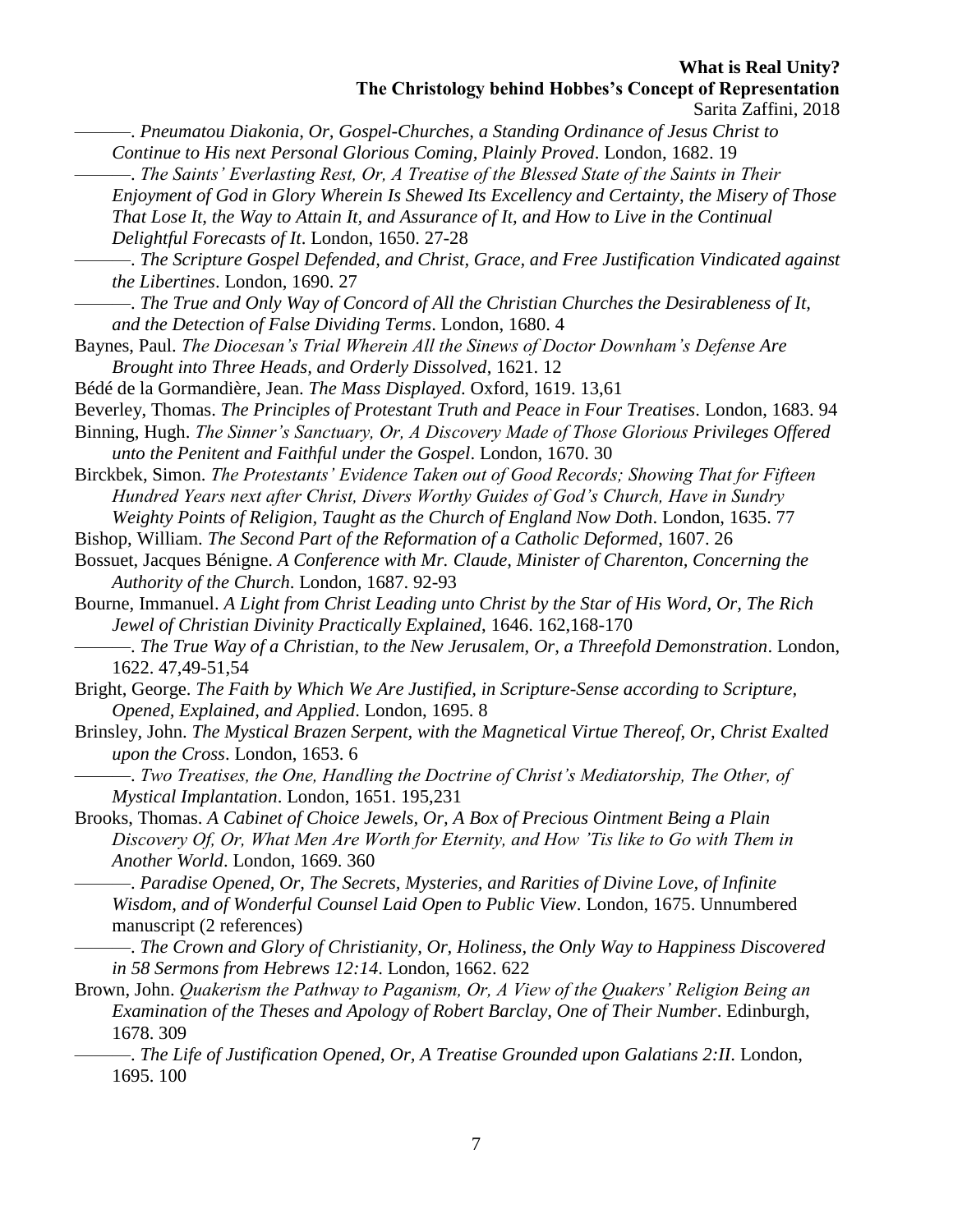———. *Pneumatou Diakonia, Or, Gospel-Churches, a Standing Ordinance of Jesus Christ to Continue to His next Personal Glorious Coming, Plainly Proved*. London, 1682. 19

———. *The Saints' Everlasting Rest, Or, A Treatise of the Blessed State of the Saints in Their Enjoyment of God in Glory Wherein Is Shewed Its Excellency and Certainty, the Misery of Those That Lose It, the Way to Attain It, and Assurance of It, and How to Live in the Continual Delightful Forecasts of It*. London, 1650. 27-28

———. *The Scripture Gospel Defended, and Christ, Grace, and Free Justification Vindicated against the Libertines*. London, 1690. 27

———. *The True and Only Way of Concord of All the Christian Churches the Desirableness of It, and the Detection of False Dividing Terms*. London, 1680. 4

Baynes, Paul. *The Diocesan's Trial Wherein All the Sinews of Doctor Downham's Defense Are Brought into Three Heads, and Orderly Dissolved*, 1621. 12

Bédé de la Gormandière, Jean. *The Mass Displayed*. Oxford, 1619. 13,61

Beverley, Thomas. *The Principles of Protestant Truth and Peace in Four Treatises*. London, 1683. 94

Binning, Hugh. *The Sinner's Sanctuary, Or, A Discovery Made of Those Glorious Privileges Offered unto the Penitent and Faithful under the Gospel*. London, 1670. 30

Birckbek, Simon. *The Protestants' Evidence Taken out of Good Records; Showing That for Fifteen Hundred Years next after Christ, Divers Worthy Guides of God's Church, Have in Sundry Weighty Points of Religion, Taught as the Church of England Now Doth*. London, 1635. 77

Bishop, William. *The Second Part of the Reformation of a Catholic Deformed*, 1607. 26

Bossuet, Jacques Bénigne. *A Conference with Mr. Claude, Minister of Charenton, Concerning the Authority of the Church*. London, 1687. 92-93

Bourne, Immanuel. *A Light from Christ Leading unto Christ by the Star of His Word, Or, The Rich Jewel of Christian Divinity Practically Explained*, 1646. 162,168-170

———. *The True Way of a Christian, to the New Jerusalem, Or, a Threefold Demonstration*. London, 1622. 47,49-51,54

Bright, George. *The Faith by Which We Are Justified, in Scripture-Sense according to Scripture, Opened, Explained, and Applied*. London, 1695. 8

Brinsley, John. *The Mystical Brazen Serpent, with the Magnetical Virtue Thereof, Or, Christ Exalted upon the Cross*. London, 1653. 6

———. *Two Treatises, the One, Handling the Doctrine of Christ's Mediatorship, The Other, of Mystical Implantation*. London, 1651. 195,231

Brooks, Thomas. *A Cabinet of Choice Jewels, Or, A Box of Precious Ointment Being a Plain Discovery Of, Or, What Men Are Worth for Eternity, and How 'Tis like to Go with Them in Another World*. London, 1669. 360

———. *Paradise Opened, Or, The Secrets, Mysteries, and Rarities of Divine Love, of Infinite Wisdom, and of Wonderful Counsel Laid Open to Public View*. London, 1675. Unnumbered manuscript (2 references)

———. *The Crown and Glory of Christianity, Or, Holiness, the Only Way to Happiness Discovered in 58 Sermons from Hebrews 12:14*. London, 1662. 622

Brown, John. *Quakerism the Pathway to Paganism, Or, A View of the Quakers' Religion Being an Examination of the Theses and Apology of Robert Barclay, One of Their Number*. Edinburgh, 1678. 309

———. *The Life of Justification Opened, Or, A Treatise Grounded upon Galatians 2:II*. London, 1695. 100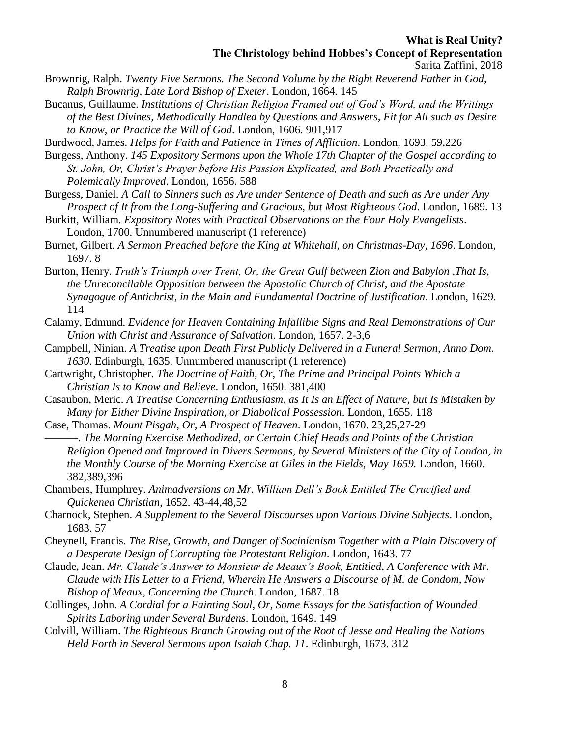Brownrig, Ralph. *Twenty Five Sermons. The Second Volume by the Right Reverend Father in God, Ralph Brownrig, Late Lord Bishop of Exeter*. London, 1664. 145

Bucanus, Guillaume. *Institutions of Christian Religion Framed out of God's Word, and the Writings of the Best Divines, Methodically Handled by Questions and Answers, Fit for All such as Desire to Know, or Practice the Will of God*. London, 1606. 901,917

Burdwood, James. *Helps for Faith and Patience in Times of Affliction*. London, 1693. 59,226

Burgess, Anthony. *145 Expository Sermons upon the Whole 17th Chapter of the Gospel according to St. John, Or, Christ's Prayer before His Passion Explicated, and Both Practically and Polemically Improved*. London, 1656. 588

Burgess, Daniel. *A Call to Sinners such as Are under Sentence of Death and such as Are under Any Prospect of It from the Long-Suffering and Gracious, but Most Righteous God*. London, 1689. 13

Burkitt, William. *Expository Notes with Practical Observations on the Four Holy Evangelists*. London, 1700. Unnumbered manuscript (1 reference)

Burnet, Gilbert. *A Sermon Preached before the King at Whitehall, on Christmas-Day, 1696*. London, 1697. 8

Burton, Henry. *Truth's Triumph over Trent, Or, the Great Gulf between Zion and Babylon ,That Is, the Unreconcilable Opposition between the Apostolic Church of Christ, and the Apostate Synagogue of Antichrist, in the Main and Fundamental Doctrine of Justification*. London, 1629. 114

Calamy, Edmund. *Evidence for Heaven Containing Infallible Signs and Real Demonstrations of Our Union with Christ and Assurance of Salvation*. London, 1657. 2-3,6

Campbell, Ninian. *A Treatise upon Death First Publicly Delivered in a Funeral Sermon, Anno Dom. 1630*. Edinburgh, 1635. Unnumbered manuscript (1 reference)

Cartwright, Christopher. *The Doctrine of Faith, Or, The Prime and Principal Points Which a Christian Is to Know and Believe*. London, 1650. 381,400

Casaubon, Meric. *A Treatise Concerning Enthusiasm, as It Is an Effect of Nature, but Is Mistaken by Many for Either Divine Inspiration, or Diabolical Possession*. London, 1655. 118

Case, Thomas. *Mount Pisgah, Or, A Prospect of Heaven*. London, 1670. 23,25,27-29

———. *The Morning Exercise Methodized, or Certain Chief Heads and Points of the Christian Religion Opened and Improved in Divers Sermons, by Several Ministers of the City of London, in the Monthly Course of the Morning Exercise at Giles in the Fields, May 1659.* London, 1660. 382,389,396

Chambers, Humphrey. *Animadversions on Mr. William Dell's Book Entitled The Crucified and Quickened Christian*, 1652. 43-44,48,52

Charnock, Stephen. *A Supplement to the Several Discourses upon Various Divine Subjects*. London, 1683. 57

Cheynell, Francis. *The Rise, Growth, and Danger of Socinianism Together with a Plain Discovery of a Desperate Design of Corrupting the Protestant Religion*. London, 1643. 77

Claude, Jean. *Mr. Claude's Answer to Monsieur de Meaux's Book, Entitled, A Conference with Mr. Claude with His Letter to a Friend, Wherein He Answers a Discourse of M. de Condom, Now Bishop of Meaux, Concerning the Church*. London, 1687. 18

Collinges, John. *A Cordial for a Fainting Soul, Or, Some Essays for the Satisfaction of Wounded Spirits Laboring under Several Burdens*. London, 1649. 149

Colvill, William. *The Righteous Branch Growing out of the Root of Jesse and Healing the Nations Held Forth in Several Sermons upon Isaiah Chap. 11*. Edinburgh, 1673. 312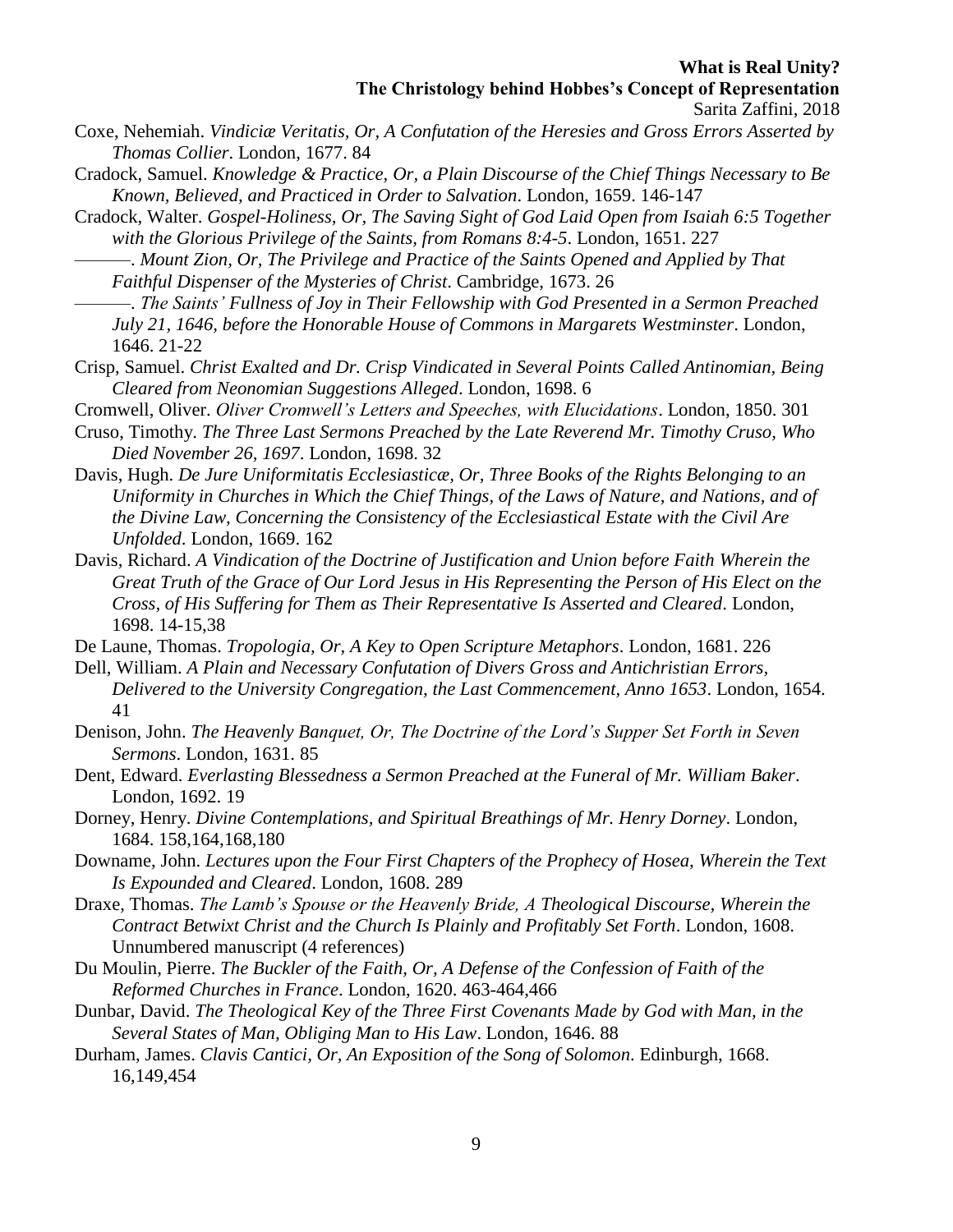Coxe, Nehemiah. *Vindiciæ Veritatis, Or, A Confutation of the Heresies and Gross Errors Asserted by Thomas Collier*. London, 1677. 84

Cradock, Samuel. *Knowledge & Practice, Or, a Plain Discourse of the Chief Things Necessary to Be Known, Believed, and Practiced in Order to Salvation*. London, 1659. 146-147

Cradock, Walter. *Gospel-Holiness, Or, The Saving Sight of God Laid Open from Isaiah 6:5 Together with the Glorious Privilege of the Saints, from Romans 8:4-5*. London, 1651. 227

———. *Mount Zion, Or, The Privilege and Practice of the Saints Opened and Applied by That Faithful Dispenser of the Mysteries of Christ*. Cambridge, 1673. 26

———. *The Saints' Fullness of Joy in Their Fellowship with God Presented in a Sermon Preached July 21, 1646, before the Honorable House of Commons in Margarets Westminster*. London, 1646. 21-22

Crisp, Samuel. *Christ Exalted and Dr. Crisp Vindicated in Several Points Called Antinomian, Being Cleared from Neonomian Suggestions Alleged*. London, 1698. 6

Cromwell, Oliver. *Oliver Cromwell's Letters and Speeches, with Elucidations*. London, 1850. 301

Cruso, Timothy. *The Three Last Sermons Preached by the Late Reverend Mr. Timothy Cruso, Who Died November 26, 1697*. London, 1698. 32

Davis, Hugh. *De Jure Uniformitatis Ecclesiasticæ, Or, Three Books of the Rights Belonging to an Uniformity in Churches in Which the Chief Things, of the Laws of Nature, and Nations, and of the Divine Law, Concerning the Consistency of the Ecclesiastical Estate with the Civil Are Unfolded*. London, 1669. 162

Davis, Richard. *A Vindication of the Doctrine of Justification and Union before Faith Wherein the Great Truth of the Grace of Our Lord Jesus in His Representing the Person of His Elect on the Cross, of His Suffering for Them as Their Representative Is Asserted and Cleared*. London, 1698. 14-15,38

De Laune, Thomas. *Tropologia, Or, A Key to Open Scripture Metaphors*. London, 1681. 226

Dell, William. *A Plain and Necessary Confutation of Divers Gross and Antichristian Errors, Delivered to the University Congregation, the Last Commencement, Anno 1653*. London, 1654. 41

Denison, John. *The Heavenly Banquet, Or, The Doctrine of the Lord's Supper Set Forth in Seven Sermons*. London, 1631. 85

Dent, Edward. *Everlasting Blessedness a Sermon Preached at the Funeral of Mr. William Baker*. London, 1692. 19

Dorney, Henry. *Divine Contemplations, and Spiritual Breathings of Mr. Henry Dorney*. London, 1684. 158,164,168,180

Downame, John. *Lectures upon the Four First Chapters of the Prophecy of Hosea, Wherein the Text Is Expounded and Cleared*. London, 1608. 289

Draxe, Thomas. *The Lamb's Spouse or the Heavenly Bride, A Theological Discourse, Wherein the Contract Betwixt Christ and the Church Is Plainly and Profitably Set Forth*. London, 1608. Unnumbered manuscript (4 references)

Du Moulin, Pierre. *The Buckler of the Faith, Or, A Defense of the Confession of Faith of the Reformed Churches in France*. London, 1620. 463-464,466

Dunbar, David. *The Theological Key of the Three First Covenants Made by God with Man, in the Several States of Man, Obliging Man to His Law*. London, 1646. 88

Durham, James. *Clavis Cantici, Or, An Exposition of the Song of Solomon*. Edinburgh, 1668. 16,149,454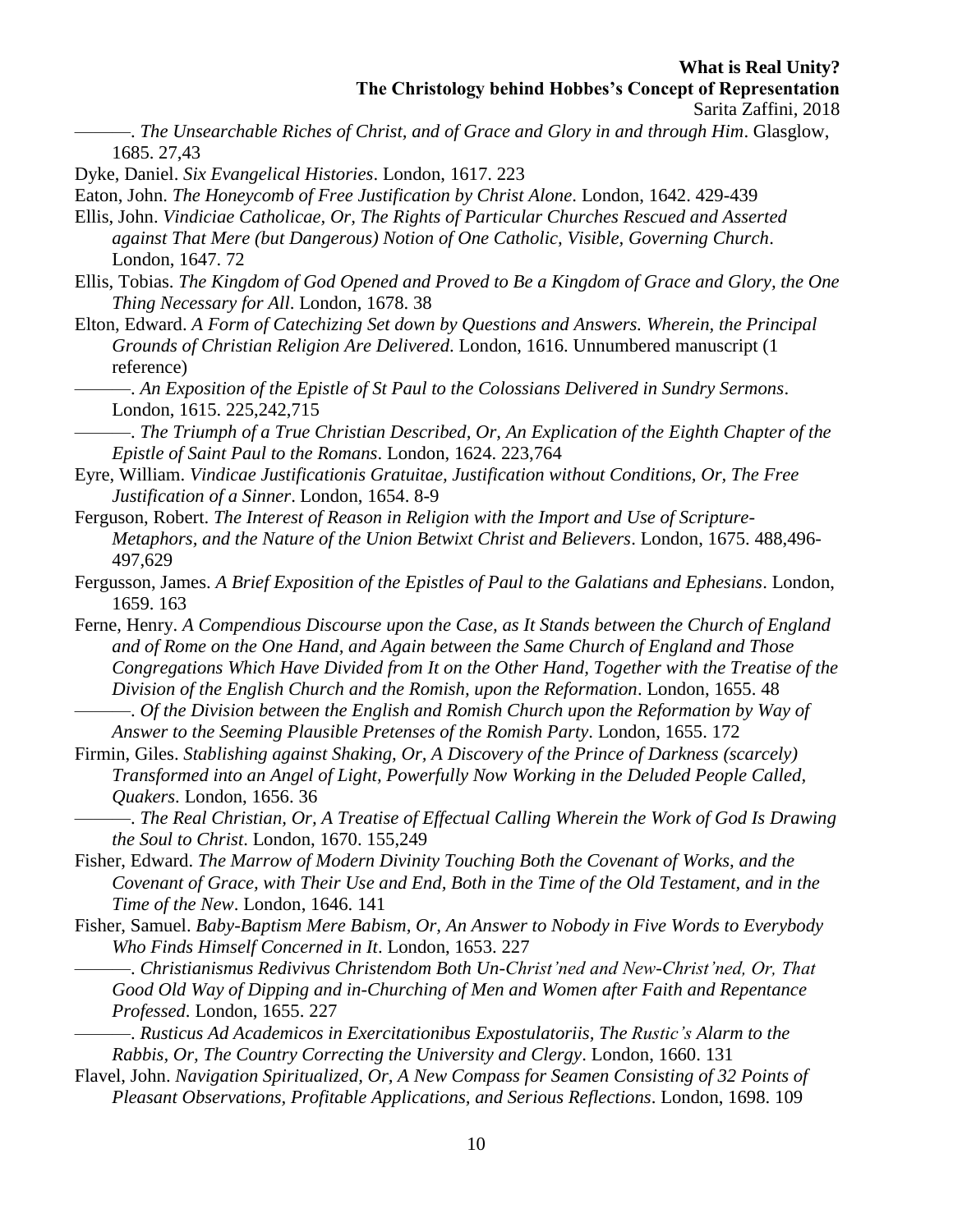———. *The Unsearchable Riches of Christ, and of Grace and Glory in and through Him*. Glasgow, 1685. 27,43

Dyke, Daniel. *Six Evangelical Histories*. London, 1617. 223

Eaton, John. *The Honeycomb of Free Justification by Christ Alone*. London, 1642. 429-439

Ellis, John. *Vindiciae Catholicae, Or, The Rights of Particular Churches Rescued and Asserted against That Mere (but Dangerous) Notion of One Catholic, Visible, Governing Church*. London, 1647. 72

Ellis, Tobias. *The Kingdom of God Opened and Proved to Be a Kingdom of Grace and Glory, the One Thing Necessary for All*. London, 1678. 38

Elton, Edward. *A Form of Catechizing Set down by Questions and Answers. Wherein, the Principal Grounds of Christian Religion Are Delivered*. London, 1616. Unnumbered manuscript (1 reference)

———. *An Exposition of the Epistle of St Paul to the Colossians Delivered in Sundry Sermons*. London, 1615. 225,242,715

———. *The Triumph of a True Christian Described, Or, An Explication of the Eighth Chapter of the Epistle of Saint Paul to the Romans*. London, 1624. 223,764

Eyre, William. *Vindicae Justificationis Gratuitae, Justification without Conditions, Or, The Free Justification of a Sinner*. London, 1654. 8-9

Ferguson, Robert. *The Interest of Reason in Religion with the Import and Use of Scripture-Metaphors, and the Nature of the Union Betwixt Christ and Believers*. London, 1675. 488,496-497,629

Fergusson, James. *A Brief Exposition of the Epistles of Paul to the Galatians and Ephesians*. London, 1659. 163

Ferne, Henry. *A Compendious Discourse upon the Case, as It Stands between the Church of England and of Rome on the One Hand, and Again between the Same Church of England and Those Congregations Which Have Divided from It on the Other Hand, Together with the Treatise of the Division of the English Church and the Romish, upon the Reformation*. London, 1655. 48

———. *Of the Division between the English and Romish Church upon the Reformation by Way of Answer to the Seeming Plausible Pretenses of the Romish Party*. London, 1655. 172

Firmin, Giles. *Stablishing against Shaking, Or, A Discovery of the Prince of Darkness (scarcely) Transformed into an Angel of Light, Powerfully Now Working in the Deluded People Called, Quakers*. London, 1656. 36

———. *The Real Christian, Or, A Treatise of Effectual Calling Wherein the Work of God Is Drawing the Soul to Christ*. London, 1670. 155,249

Fisher, Edward. *The Marrow of Modern Divinity Touching Both the Covenant of Works, and the Covenant of Grace, with Their Use and End, Both in the Time of the Old Testament, and in the Time of the New*. London, 1646. 141

Fisher, Samuel. *Baby-Baptism Mere Babism, Or, An Answer to Nobody in Five Words to Everybody Who Finds Himself Concerned in It*. London, 1653. 227

———. *Christianismus Redivivus Christendom Both Un-Christ'ned and New-Christ'ned, Or, That Good Old Way of Dipping and in-Churching of Men and Women after Faith and Repentance Professed*. London, 1655. 227

———. *Rusticus Ad Academicos in Exercitationibus Expostulatoriis, The Rustic's Alarm to the Rabbis, Or, The Country Correcting the University and Clergy*. London, 1660. 131

Flavel, John. *Navigation Spiritualized, Or, A New Compass for Seamen Consisting of 32 Points of Pleasant Observations, Profitable Applications, and Serious Reflections*. London, 1698. 109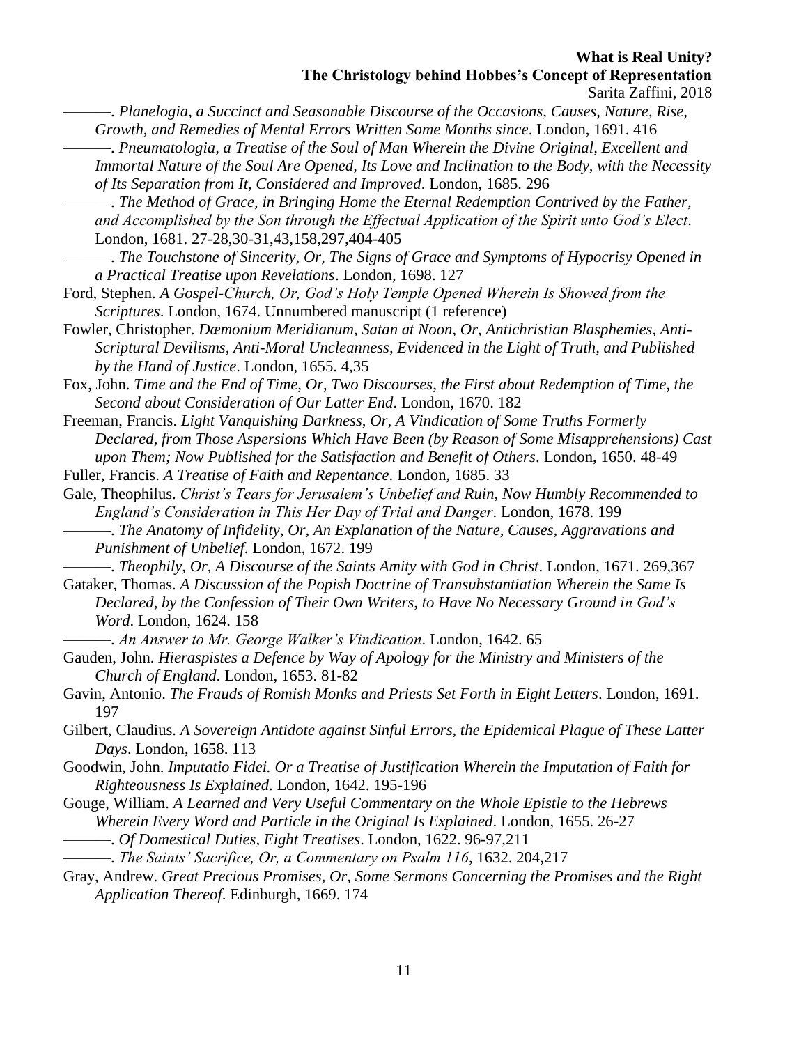———. *Planelogia, a Succinct and Seasonable Discourse of the Occasions, Causes, Nature, Rise, Growth, and Remedies of Mental Errors Written Some Months since*. London, 1691. 416

———. *Pneumatologia, a Treatise of the Soul of Man Wherein the Divine Original, Excellent and Immortal Nature of the Soul Are Opened, Its Love and Inclination to the Body, with the Necessity of Its Separation from It, Considered and Improved*. London, 1685. 296

———. *The Method of Grace, in Bringing Home the Eternal Redemption Contrived by the Father, and Accomplished by the Son through the Effectual Application of the Spirit unto God's Elect*. London, 1681. 27-28,30-31,43,158,297,404-405

———. *The Touchstone of Sincerity, Or, The Signs of Grace and Symptoms of Hypocrisy Opened in a Practical Treatise upon Revelations*. London, 1698. 127

Ford, Stephen. *A Gospel-Church, Or, God's Holy Temple Opened Wherein Is Showed from the Scriptures*. London, 1674. Unnumbered manuscript (1 reference)

Fowler, Christopher. *Dæmonium Meridianum, Satan at Noon, Or, Antichristian Blasphemies, Anti-Scriptural Devilisms, Anti-Moral Uncleanness, Evidenced in the Light of Truth, and Published by the Hand of Justice*. London, 1655. 4,35

Fox, John. *Time and the End of Time, Or, Two Discourses, the First about Redemption of Time, the Second about Consideration of Our Latter End*. London, 1670. 182

Freeman, Francis. *Light Vanquishing Darkness, Or, A Vindication of Some Truths Formerly Declared, from Those Aspersions Which Have Been (by Reason of Some Misapprehensions) Cast upon Them; Now Published for the Satisfaction and Benefit of Others*. London, 1650. 48-49

Fuller, Francis. *A Treatise of Faith and Repentance*. London, 1685. 33

Gale, Theophilus. *Christ's Tears for Jerusalem's Unbelief and Ruin, Now Humbly Recommended to England's Consideration in This Her Day of Trial and Danger*. London, 1678. 199

———. *The Anatomy of Infidelity, Or, An Explanation of the Nature, Causes, Aggravations and Punishment of Unbelief*. London, 1672. 199

———. *Theophily, Or, A Discourse of the Saints Amity with God in Christ*. London, 1671. 269,367

Gataker, Thomas. *A Discussion of the Popish Doctrine of Transubstantiation Wherein the Same Is Declared, by the Confession of Their Own Writers, to Have No Necessary Ground in God's Word*. London, 1624. 158

———. *An Answer to Mr. George Walker's Vindication*. London, 1642. 65

Gauden, John. *Hieraspistes a Defence by Way of Apology for the Ministry and Ministers of the Church of England*. London, 1653. 81-82

Gavin, Antonio. *The Frauds of Romish Monks and Priests Set Forth in Eight Letters*. London, 1691. 197

Gilbert, Claudius. *A Sovereign Antidote against Sinful Errors, the Epidemical Plague of These Latter Days*. London, 1658. 113

Goodwin, John. *Imputatio Fidei. Or a Treatise of Justification Wherein the Imputation of Faith for Righteousness Is Explained*. London, 1642. 195-196

Gouge, William. *A Learned and Very Useful Commentary on the Whole Epistle to the Hebrews Wherein Every Word and Particle in the Original Is Explained*. London, 1655. 26-27

———. *Of Domestical Duties, Eight Treatises*. London, 1622. 96-97,211

———. *The Saints' Sacrifice, Or, a Commentary on Psalm 116*, 1632. 204,217

Gray, Andrew. *Great Precious Promises, Or, Some Sermons Concerning the Promises and the Right Application Thereof*. Edinburgh, 1669. 174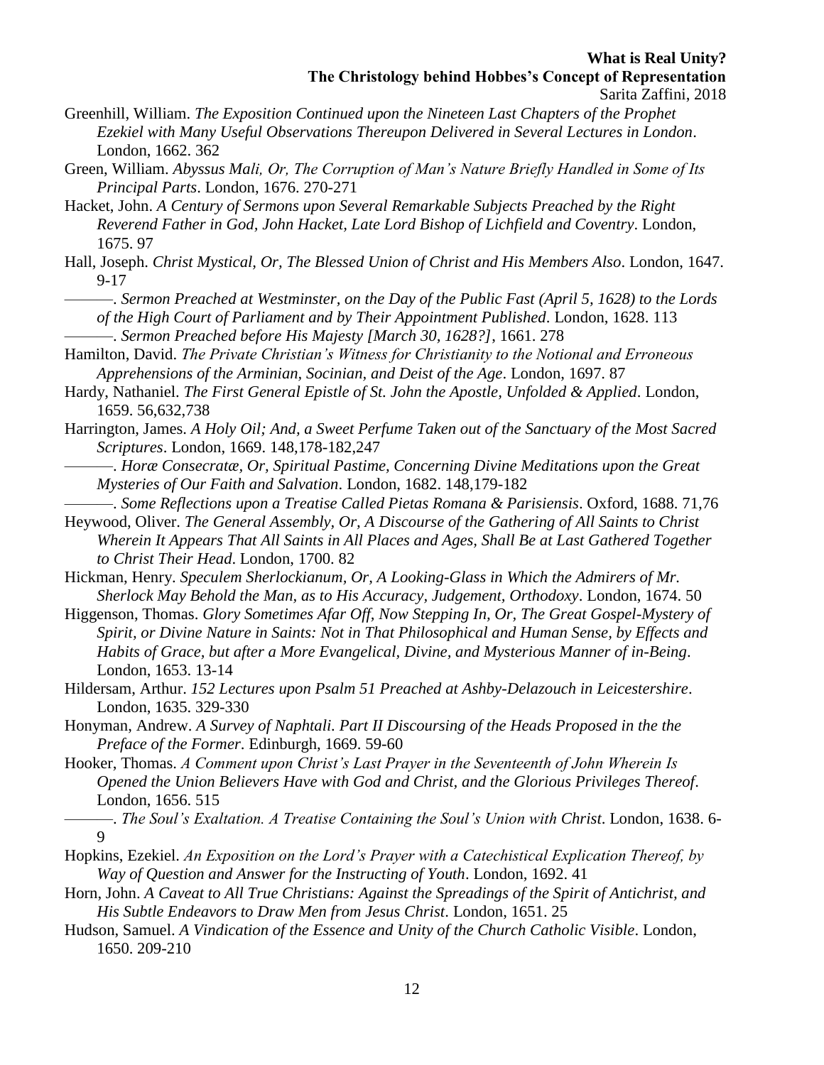Greenhill, William. *The Exposition Continued upon the Nineteen Last Chapters of the Prophet Ezekiel with Many Useful Observations Thereupon Delivered in Several Lectures in London*. London, 1662. 362

Green, William. *Abyssus Mali, Or, The Corruption of Man's Nature Briefly Handled in Some of Its Principal Parts*. London, 1676. 270-271

Hacket, John. *A Century of Sermons upon Several Remarkable Subjects Preached by the Right Reverend Father in God, John Hacket, Late Lord Bishop of Lichfield and Coventry*. London, 1675. 97

Hall, Joseph. *Christ Mystical, Or, The Blessed Union of Christ and His Members Also*. London, 1647. 9-17

———. *Sermon Preached at Westminster, on the Day of the Public Fast (April 5, 1628) to the Lords of the High Court of Parliament and by Their Appointment Published*. London, 1628. 113

———. *Sermon Preached before His Majesty [March 30, 1628?]*, 1661. 278

Hamilton, David. *The Private Christian's Witness for Christianity to the Notional and Erroneous Apprehensions of the Arminian, Socinian, and Deist of the Age*. London, 1697. 87

Hardy, Nathaniel. *The First General Epistle of St. John the Apostle, Unfolded & Applied*. London, 1659. 56,632,738

Harrington, James. *A Holy Oil; And, a Sweet Perfume Taken out of the Sanctuary of the Most Sacred Scriptures*. London, 1669. 148,178-182,247

———. *Horæ Consecratæ, Or, Spiritual Pastime, Concerning Divine Meditations upon the Great Mysteries of Our Faith and Salvation*. London, 1682. 148,179-182

———. *Some Reflections upon a Treatise Called Pietas Romana & Parisiensis*. Oxford, 1688. 71,76

Heywood, Oliver. *The General Assembly, Or, A Discourse of the Gathering of All Saints to Christ Wherein It Appears That All Saints in All Places and Ages, Shall Be at Last Gathered Together to Christ Their Head*. London, 1700. 82

Hickman, Henry. *Speculem Sherlockianum, Or, A Looking-Glass in Which the Admirers of Mr. Sherlock May Behold the Man, as to His Accuracy, Judgement, Orthodoxy*. London, 1674. 50

Higgenson, Thomas. *Glory Sometimes Afar Off, Now Stepping In, Or, The Great Gospel-Mystery of Spirit, or Divine Nature in Saints: Not in That Philosophical and Human Sense, by Effects and Habits of Grace, but after a More Evangelical, Divine, and Mysterious Manner of in-Being*. London, 1653. 13-14

Hildersam, Arthur. *152 Lectures upon Psalm 51 Preached at Ashby-Delazouch in Leicestershire*. London, 1635. 329-330

Honyman, Andrew. *A Survey of Naphtali. Part II Discoursing of the Heads Proposed in the the Preface of the Former*. Edinburgh, 1669. 59-60

Hooker, Thomas. *A Comment upon Christ's Last Prayer in the Seventeenth of John Wherein Is Opened the Union Believers Have with God and Christ, and the Glorious Privileges Thereof*. London, 1656. 515

———. *The Soul's Exaltation. A Treatise Containing the Soul's Union with Christ*. London, 1638. 6-9

Hopkins, Ezekiel. *An Exposition on the Lord's Prayer with a Catechistical Explication Thereof, by Way of Question and Answer for the Instructing of Youth*. London, 1692. 41

Horn, John. *A Caveat to All True Christians: Against the Spreadings of the Spirit of Antichrist, and His Subtle Endeavors to Draw Men from Jesus Christ*. London, 1651. 25

Hudson, Samuel. *A Vindication of the Essence and Unity of the Church Catholic Visible*. London, 1650. 209-210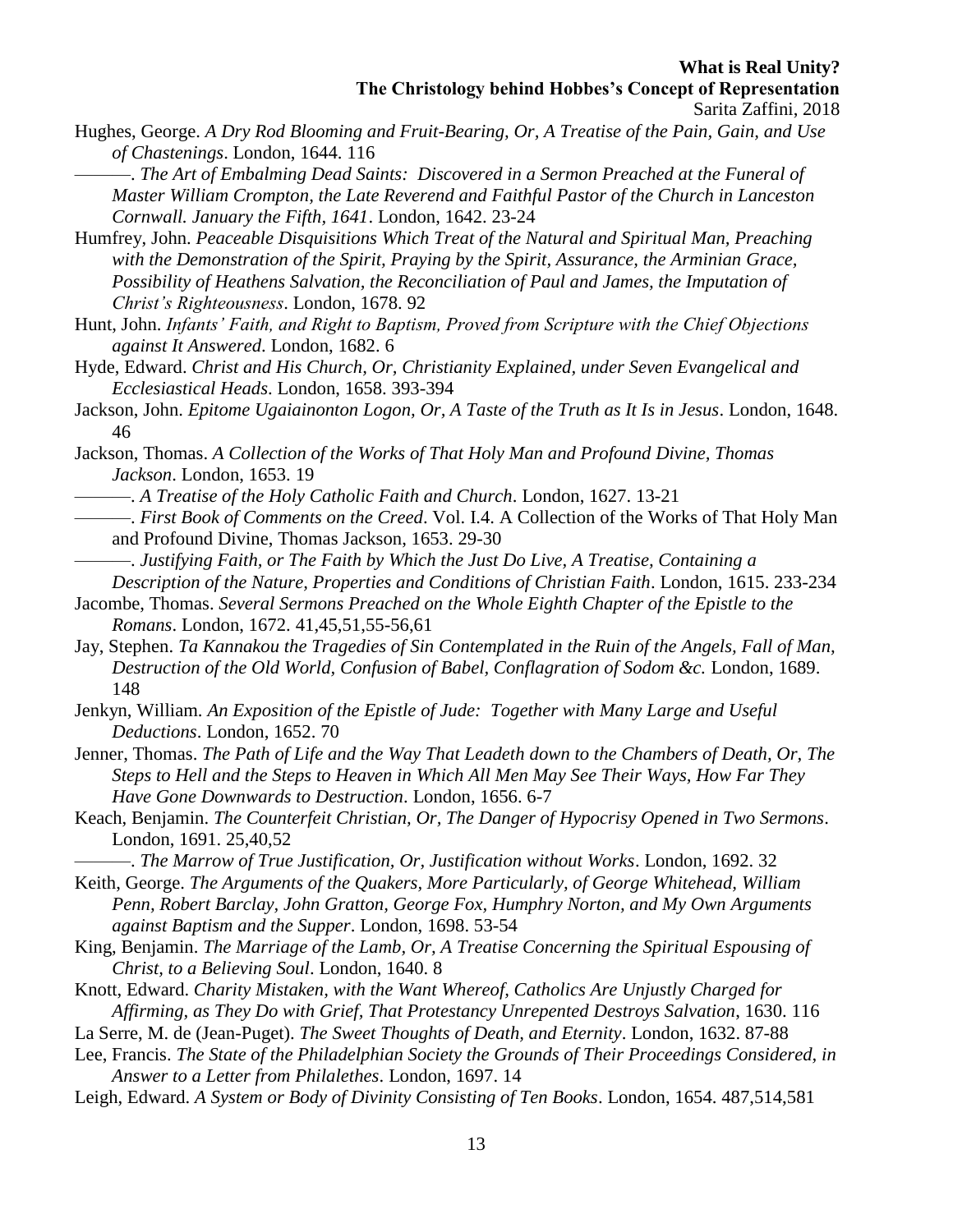Hughes, George. *A Dry Rod Blooming and Fruit-Bearing, Or, A Treatise of the Pain, Gain, and Use of Chastenings*. London, 1644. 116

———. *The Art of Embalming Dead Saints: Discovered in a Sermon Preached at the Funeral of Master William Crompton, the Late Reverend and Faithful Pastor of the Church in Lanceston Cornwall. January the Fifth, 1641*. London, 1642. 23-24

Humfrey, John. *Peaceable Disquisitions Which Treat of the Natural and Spiritual Man, Preaching with the Demonstration of the Spirit, Praying by the Spirit, Assurance, the Arminian Grace, Possibility of Heathens Salvation, the Reconciliation of Paul and James, the Imputation of Christ's Righteousness*. London, 1678. 92

Hunt, John. *Infants' Faith, and Right to Baptism, Proved from Scripture with the Chief Objections against It Answered*. London, 1682. 6

Hyde, Edward. *Christ and His Church, Or, Christianity Explained, under Seven Evangelical and Ecclesiastical Heads*. London, 1658. 393-394

Jackson, John. *Epitome Ugaiainonton Logon, Or, A Taste of the Truth as It Is in Jesus*. London, 1648. 46

Jackson, Thomas. *A Collection of the Works of That Holy Man and Profound Divine, Thomas Jackson*. London, 1653. 19

———. *A Treatise of the Holy Catholic Faith and Church*. London, 1627. 13-21

———. *First Book of Comments on the Creed*. Vol. I.4. A Collection of the Works of That Holy Man and Profound Divine, Thomas Jackson, 1653. 29-30

———. *Justifying Faith, or The Faith by Which the Just Do Live, A Treatise, Containing a Description of the Nature, Properties and Conditions of Christian Faith*. London, 1615. 233-234

Jacombe, Thomas. *Several Sermons Preached on the Whole Eighth Chapter of the Epistle to the Romans*. London, 1672. 41,45,51,55-56,61

Jay, Stephen. *Ta Kannakou the Tragedies of Sin Contemplated in the Ruin of the Angels, Fall of Man, Destruction of the Old World, Confusion of Babel, Conflagration of Sodom &c.* London, 1689. 148

Jenkyn, William. *An Exposition of the Epistle of Jude: Together with Many Large and Useful Deductions*. London, 1652. 70

Jenner, Thomas. *The Path of Life and the Way That Leadeth down to the Chambers of Death, Or, The Steps to Hell and the Steps to Heaven in Which All Men May See Their Ways, How Far They Have Gone Downwards to Destruction*. London, 1656. 6-7

Keach, Benjamin. *The Counterfeit Christian, Or, The Danger of Hypocrisy Opened in Two Sermons*. London, 1691. 25,40,52

———. *The Marrow of True Justification, Or, Justification without Works*. London, 1692. 32

Keith, George. *The Arguments of the Quakers, More Particularly, of George Whitehead, William Penn, Robert Barclay, John Gratton, George Fox, Humphry Norton, and My Own Arguments against Baptism and the Supper*. London, 1698. 53-54

King, Benjamin. *The Marriage of the Lamb, Or, A Treatise Concerning the Spiritual Espousing of Christ, to a Believing Soul*. London, 1640. 8

Knott, Edward. *Charity Mistaken, with the Want Whereof, Catholics Are Unjustly Charged for Affirming, as They Do with Grief, That Protestancy Unrepented Destroys Salvation*, 1630. 116

La Serre, M. de (Jean-Puget). *The Sweet Thoughts of Death, and Eternity*. London, 1632. 87-88

Lee, Francis. *The State of the Philadelphian Society the Grounds of Their Proceedings Considered, in Answer to a Letter from Philalethes*. London, 1697. 14

Leigh, Edward. *A System or Body of Divinity Consisting of Ten Books*. London, 1654. 487,514,581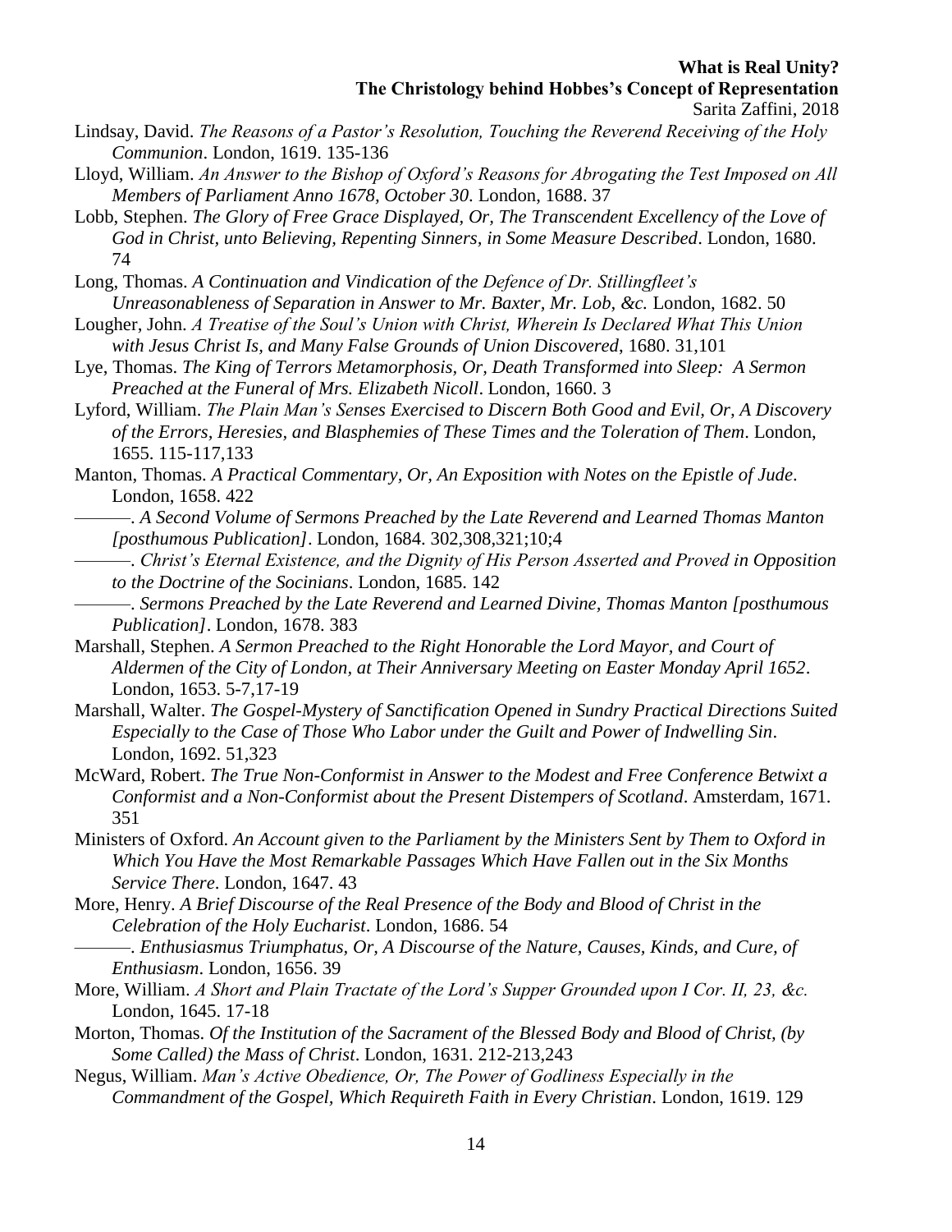Lindsay, David. *The Reasons of a Pastor's Resolution, Touching the Reverend Receiving of the Holy Communion*. London, 1619. 135-136

Lloyd, William. *An Answer to the Bishop of Oxford's Reasons for Abrogating the Test Imposed on All Members of Parliament Anno 1678, October 30*. London, 1688. 37

Lobb, Stephen. *The Glory of Free Grace Displayed, Or, The Transcendent Excellency of the Love of God in Christ, unto Believing, Repenting Sinners, in Some Measure Described*. London, 1680. 74

Long, Thomas. *A Continuation and Vindication of the Defence of Dr. Stillingfleet's Unreasonableness of Separation in Answer to Mr. Baxter, Mr. Lob, &c.* London, 1682. 50

Lougher, John. *A Treatise of the Soul's Union with Christ, Wherein Is Declared What This Union with Jesus Christ Is, and Many False Grounds of Union Discovered*, 1680. 31,101

Lye, Thomas. *The King of Terrors Metamorphosis, Or, Death Transformed into Sleep: A Sermon Preached at the Funeral of Mrs. Elizabeth Nicoll*. London, 1660. 3

Lyford, William. *The Plain Man's Senses Exercised to Discern Both Good and Evil, Or, A Discovery of the Errors, Heresies, and Blasphemies of These Times and the Toleration of Them*. London, 1655. 115-117,133

Manton, Thomas. *A Practical Commentary, Or, An Exposition with Notes on the Epistle of Jude*. London, 1658. 422

———. *A Second Volume of Sermons Preached by the Late Reverend and Learned Thomas Manton [posthumous Publication]*. London, 1684. 302,308,321;10;4

———. *Christ's Eternal Existence, and the Dignity of His Person Asserted and Proved in Opposition to the Doctrine of the Socinians*. London, 1685. 142

———. *Sermons Preached by the Late Reverend and Learned Divine, Thomas Manton [posthumous Publication]*. London, 1678. 383

Marshall, Stephen. *A Sermon Preached to the Right Honorable the Lord Mayor, and Court of Aldermen of the City of London, at Their Anniversary Meeting on Easter Monday April 1652*. London, 1653. 5-7,17-19

Marshall, Walter. *The Gospel-Mystery of Sanctification Opened in Sundry Practical Directions Suited Especially to the Case of Those Who Labor under the Guilt and Power of Indwelling Sin*. London, 1692. 51,323

McWard, Robert. *The True Non-Conformist in Answer to the Modest and Free Conference Betwixt a Conformist and a Non-Conformist about the Present Distempers of Scotland*. Amsterdam, 1671. 351

Ministers of Oxford. *An Account given to the Parliament by the Ministers Sent by Them to Oxford in Which You Have the Most Remarkable Passages Which Have Fallen out in the Six Months Service There*. London, 1647. 43

More, Henry. *A Brief Discourse of the Real Presence of the Body and Blood of Christ in the Celebration of the Holy Eucharist*. London, 1686. 54

———. *Enthusiasmus Triumphatus, Or, A Discourse of the Nature, Causes, Kinds, and Cure, of Enthusiasm*. London, 1656. 39

More, William. *A Short and Plain Tractate of the Lord's Supper Grounded upon I Cor. II, 23, &c.* London, 1645. 17-18

Morton, Thomas. *Of the Institution of the Sacrament of the Blessed Body and Blood of Christ, (by Some Called) the Mass of Christ*. London, 1631. 212-213,243

Negus, William. *Man's Active Obedience, Or, The Power of Godliness Especially in the Commandment of the Gospel, Which Requireth Faith in Every Christian*. London, 1619. 129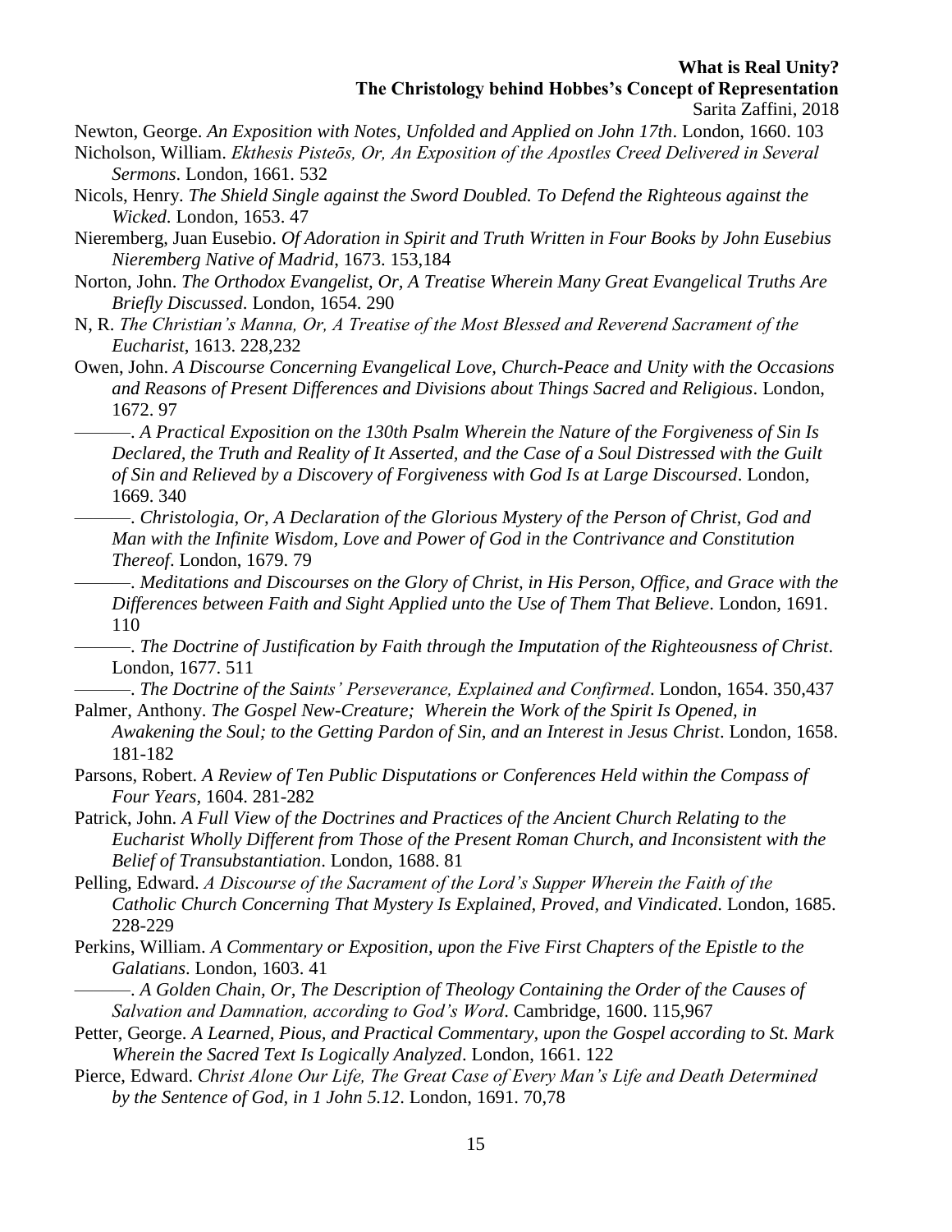Newton, George. *An Exposition with Notes, Unfolded and Applied on John 17th*. London, 1660. 103

Nicholson, William. *Ekthesis Pisteōs, Or, An Exposition of the Apostles Creed Delivered in Several Sermons*. London, 1661. 532

Nicols, Henry. *The Shield Single against the Sword Doubled. To Defend the Righteous against the Wicked*. London, 1653. 47

Nieremberg, Juan Eusebio. *Of Adoration in Spirit and Truth Written in Four Books by John Eusebius Nieremberg Native of Madrid*, 1673. 153,184

Norton, John. *The Orthodox Evangelist, Or, A Treatise Wherein Many Great Evangelical Truths Are Briefly Discussed*. London, 1654. 290

N, R. *The Christian's Manna, Or, A Treatise of the Most Blessed and Reverend Sacrament of the Eucharist*, 1613. 228,232

Owen, John. *A Discourse Concerning Evangelical Love, Church-Peace and Unity with the Occasions and Reasons of Present Differences and Divisions about Things Sacred and Religious*. London, 1672. 97

———. *A Practical Exposition on the 130th Psalm Wherein the Nature of the Forgiveness of Sin Is Declared, the Truth and Reality of It Asserted, and the Case of a Soul Distressed with the Guilt of Sin and Relieved by a Discovery of Forgiveness with God Is at Large Discoursed*. London, 1669. 340

———. *Christologia, Or, A Declaration of the Glorious Mystery of the Person of Christ, God and Man with the Infinite Wisdom, Love and Power of God in the Contrivance and Constitution Thereof*. London, 1679. 79

———. *Meditations and Discourses on the Glory of Christ, in His Person, Office, and Grace with the Differences between Faith and Sight Applied unto the Use of Them That Believe*. London, 1691. 110

———. *The Doctrine of Justification by Faith through the Imputation of the Righteousness of Christ*. London, 1677. 511

———. *The Doctrine of the Saints' Perseverance, Explained and Confirmed*. London, 1654. 350,437

Palmer, Anthony. *The Gospel New-Creature; Wherein the Work of the Spirit Is Opened, in Awakening the Soul; to the Getting Pardon of Sin, and an Interest in Jesus Christ*. London, 1658. 181-182

Parsons, Robert. *A Review of Ten Public Disputations or Conferences Held within the Compass of Four Years*, 1604. 281-282

Patrick, John. *A Full View of the Doctrines and Practices of the Ancient Church Relating to the Eucharist Wholly Different from Those of the Present Roman Church, and Inconsistent with the Belief of Transubstantiation*. London, 1688. 81

Pelling, Edward. *A Discourse of the Sacrament of the Lord's Supper Wherein the Faith of the Catholic Church Concerning That Mystery Is Explained, Proved, and Vindicated*. London, 1685. 228-229

Perkins, William. *A Commentary or Exposition, upon the Five First Chapters of the Epistle to the Galatians*. London, 1603. 41

———. *A Golden Chain, Or, The Description of Theology Containing the Order of the Causes of Salvation and Damnation, according to God's Word*. Cambridge, 1600. 115,967

Petter, George. *A Learned, Pious, and Practical Commentary, upon the Gospel according to St. Mark Wherein the Sacred Text Is Logically Analyzed*. London, 1661. 122

Pierce, Edward. *Christ Alone Our Life, The Great Case of Every Man's Life and Death Determined by the Sentence of God, in 1 John 5.12*. London, 1691. 70,78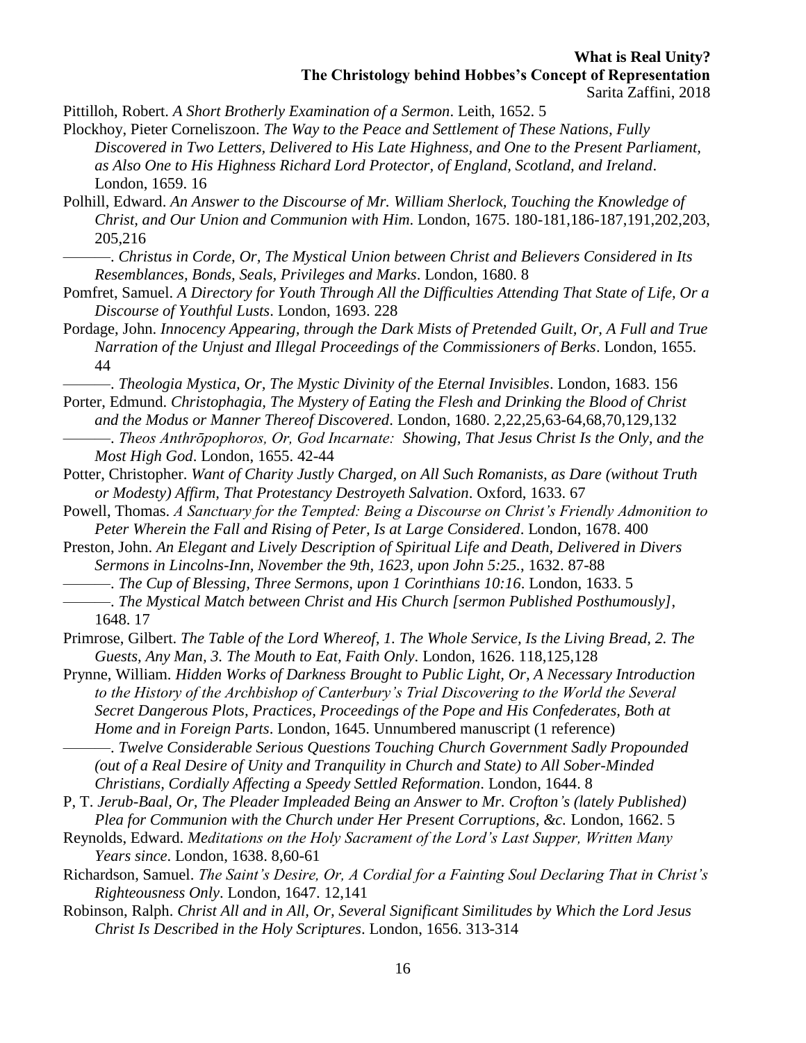Pittilloh, Robert. *A Short Brotherly Examination of a Sermon*. Leith, 1652. 5

Plockhoy, Pieter Corneliszoon. *The Way to the Peace and Settlement of These Nations, Fully Discovered in Two Letters, Delivered to His Late Highness, and One to the Present Parliament, as Also One to His Highness Richard Lord Protector, of England, Scotland, and Ireland*. London, 1659. 16

Polhill, Edward. *An Answer to the Discourse of Mr. William Sherlock, Touching the Knowledge of Christ, and Our Union and Communion with Him*. London, 1675. 180-181,186-187,191,202,203, 205,216

———. *Christus in Corde, Or, The Mystical Union between Christ and Believers Considered in Its Resemblances, Bonds, Seals, Privileges and Marks*. London, 1680. 8

Pomfret, Samuel. *A Directory for Youth Through All the Difficulties Attending That State of Life, Or a Discourse of Youthful Lusts*. London, 1693. 228

Pordage, John. *Innocency Appearing, through the Dark Mists of Pretended Guilt, Or, A Full and True Narration of the Unjust and Illegal Proceedings of the Commissioners of Berks*. London, 1655. 44

———. *Theologia Mystica, Or, The Mystic Divinity of the Eternal Invisibles*. London, 1683. 156

Porter, Edmund. *Christophagia, The Mystery of Eating the Flesh and Drinking the Blood of Christ and the Modus or Manner Thereof Discovered*. London, 1680. 2,22,25,63-64,68,70,129,132

———. *Theos Anthrōpophoros, Or, God Incarnate: Showing, That Jesus Christ Is the Only, and the Most High God*. London, 1655. 42-44

Potter, Christopher. *Want of Charity Justly Charged, on All Such Romanists, as Dare (without Truth or Modesty) Affirm, That Protestancy Destroyeth Salvation*. Oxford, 1633. 67

Powell, Thomas. *A Sanctuary for the Tempted: Being a Discourse on Christ's Friendly Admonition to Peter Wherein the Fall and Rising of Peter, Is at Large Considered*. London, 1678. 400

Preston, John. *An Elegant and Lively Description of Spiritual Life and Death, Delivered in Divers Sermons in Lincolns-Inn, November the 9th, 1623, upon John 5:25.*, 1632. 87-88

———. *The Cup of Blessing, Three Sermons, upon 1 Corinthians 10:16*. London, 1633. 5

———. *The Mystical Match between Christ and His Church [sermon Published Posthumously]*, 1648. 17

Primrose, Gilbert. *The Table of the Lord Whereof, 1. The Whole Service, Is the Living Bread, 2. The Guests, Any Man, 3. The Mouth to Eat, Faith Only*. London, 1626. 118,125,128

Prynne, William. *Hidden Works of Darkness Brought to Public Light, Or, A Necessary Introduction to the History of the Archbishop of Canterbury's Trial Discovering to the World the Several Secret Dangerous Plots, Practices, Proceedings of the Pope and His Confederates, Both at Home and in Foreign Parts*. London, 1645. Unnumbered manuscript (1 reference)

———. *Twelve Considerable Serious Questions Touching Church Government Sadly Propounded (out of a Real Desire of Unity and Tranquility in Church and State) to All Sober-Minded Christians, Cordially Affecting a Speedy Settled Reformation*. London, 1644. 8

P, T. *Jerub-Baal, Or, The Pleader Impleaded Being an Answer to Mr. Crofton's (lately Published) Plea for Communion with the Church under Her Present Corruptions, &c.* London, 1662. 5

Reynolds, Edward. *Meditations on the Holy Sacrament of the Lord's Last Supper, Written Many Years since*. London, 1638. 8,60-61

Richardson, Samuel. *The Saint's Desire, Or, A Cordial for a Fainting Soul Declaring That in Christ's Righteousness Only*. London, 1647. 12,141

Robinson, Ralph. *Christ All and in All, Or, Several Significant Similitudes by Which the Lord Jesus Christ Is Described in the Holy Scriptures*. London, 1656. 313-314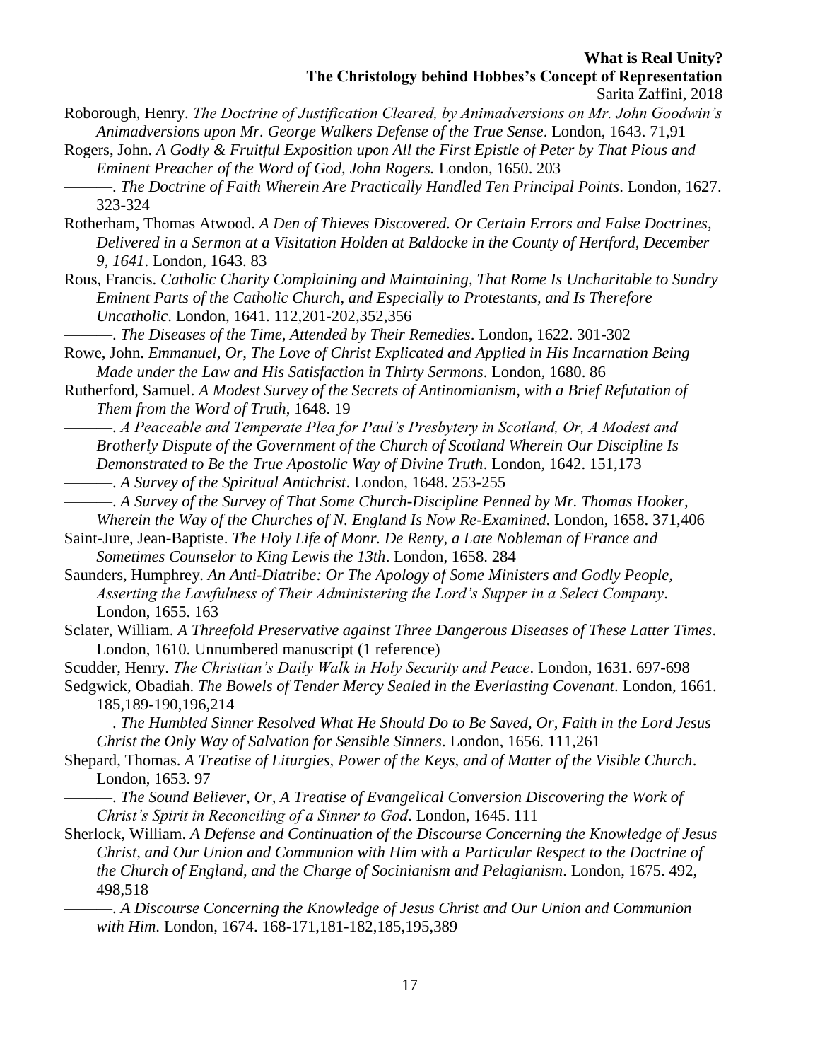Roborough, Henry. *The Doctrine of Justification Cleared, by Animadversions on Mr. John Goodwin's Animadversions upon Mr. George Walkers Defense of the True Sense*. London, 1643. 71,91

Rogers, John. *A Godly & Fruitful Exposition upon All the First Epistle of Peter by That Pious and Eminent Preacher of the Word of God, John Rogers.* London, 1650. 203

———. *The Doctrine of Faith Wherein Are Practically Handled Ten Principal Points*. London, 1627. 323-324

Rotherham, Thomas Atwood. *A Den of Thieves Discovered. Or Certain Errors and False Doctrines, Delivered in a Sermon at a Visitation Holden at Baldocke in the County of Hertford, December 9, 1641*. London, 1643. 83

Rous, Francis. *Catholic Charity Complaining and Maintaining, That Rome Is Uncharitable to Sundry Eminent Parts of the Catholic Church, and Especially to Protestants, and Is Therefore Uncatholic*. London, 1641. 112,201-202,352,356

———. *The Diseases of the Time, Attended by Their Remedies*. London, 1622. 301-302

Rowe, John. *Emmanuel, Or, The Love of Christ Explicated and Applied in His Incarnation Being Made under the Law and His Satisfaction in Thirty Sermons*. London, 1680. 86

Rutherford, Samuel. *A Modest Survey of the Secrets of Antinomianism, with a Brief Refutation of Them from the Word of Truth*, 1648. 19

———. *A Peaceable and Temperate Plea for Paul's Presbytery in Scotland, Or, A Modest and Brotherly Dispute of the Government of the Church of Scotland Wherein Our Discipline Is Demonstrated to Be the True Apostolic Way of Divine Truth*. London, 1642. 151,173

———. *A Survey of the Spiritual Antichrist*. London, 1648. 253-255

———. *A Survey of the Survey of That Some Church-Discipline Penned by Mr. Thomas Hooker, Wherein the Way of the Churches of N. England Is Now Re-Examined*. London, 1658. 371,406

Saint-Jure, Jean-Baptiste. *The Holy Life of Monr. De Renty, a Late Nobleman of France and Sometimes Counselor to King Lewis the 13th*. London, 1658. 284

Saunders, Humphrey. *An Anti-Diatribe: Or The Apology of Some Ministers and Godly People, Asserting the Lawfulness of Their Administering the Lord's Supper in a Select Company*. London, 1655. 163

Sclater, William. *A Threefold Preservative against Three Dangerous Diseases of These Latter Times*. London, 1610. Unnumbered manuscript (1 reference)

Scudder, Henry. *The Christian's Daily Walk in Holy Security and Peace*. London, 1631. 697-698

Sedgwick, Obadiah. *The Bowels of Tender Mercy Sealed in the Everlasting Covenant*. London, 1661. 185,189-190,196,214

———. *The Humbled Sinner Resolved What He Should Do to Be Saved, Or, Faith in the Lord Jesus Christ the Only Way of Salvation for Sensible Sinners*. London, 1656. 111,261

Shepard, Thomas. *A Treatise of Liturgies, Power of the Keys, and of Matter of the Visible Church*. London, 1653. 97

———. *The Sound Believer, Or, A Treatise of Evangelical Conversion Discovering the Work of Christ's Spirit in Reconciling of a Sinner to God*. London, 1645. 111

Sherlock, William. *A Defense and Continuation of the Discourse Concerning the Knowledge of Jesus Christ, and Our Union and Communion with Him with a Particular Respect to the Doctrine of the Church of England, and the Charge of Socinianism and Pelagianism*. London, 1675. 492, 498,518

———. *A Discourse Concerning the Knowledge of Jesus Christ and Our Union and Communion with Him*. London, 1674. 168-171,181-182,185,195,389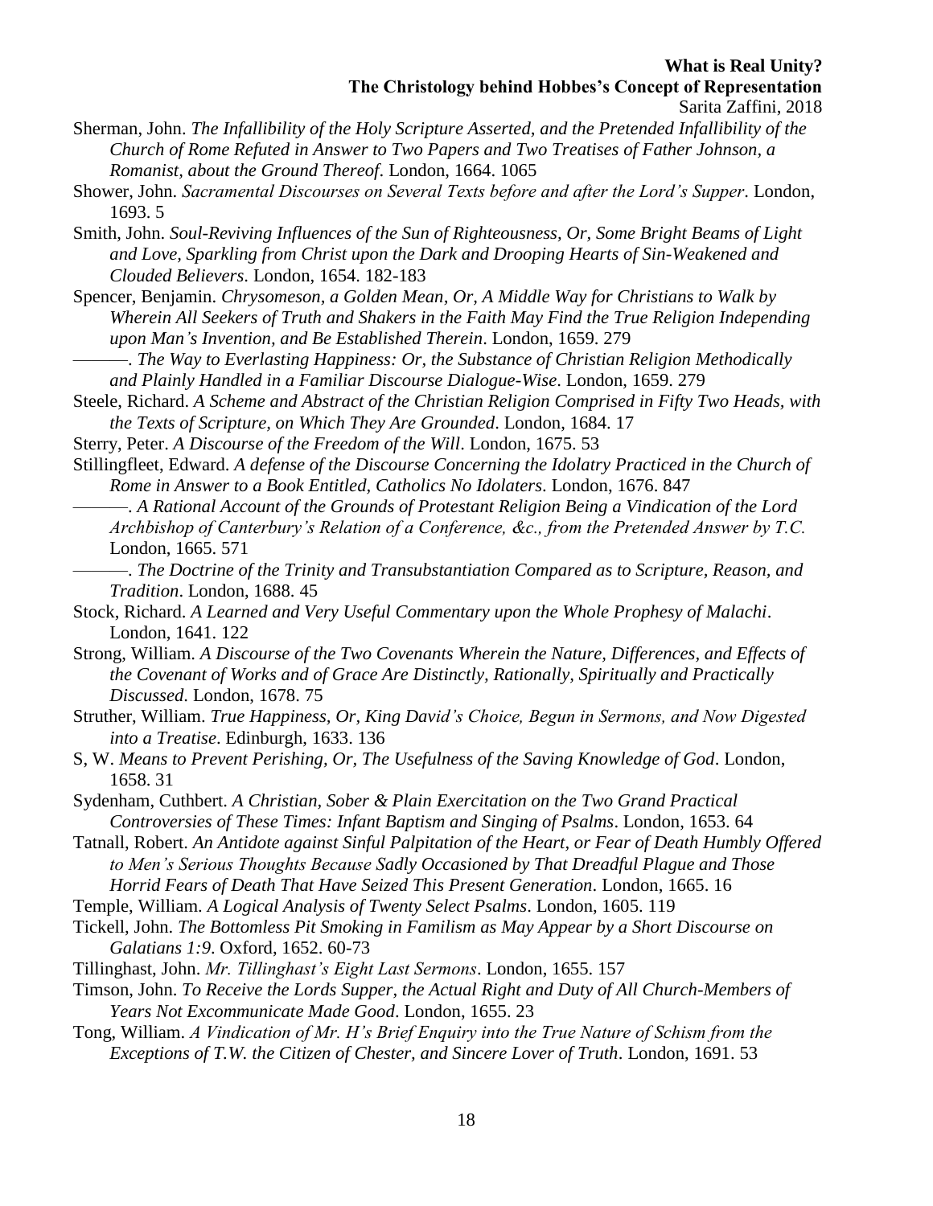Sherman, John. *The Infallibility of the Holy Scripture Asserted, and the Pretended Infallibility of the Church of Rome Refuted in Answer to Two Papers and Two Treatises of Father Johnson, a Romanist, about the Ground Thereof*. London, 1664. 1065

Shower, John. *Sacramental Discourses on Several Texts before and after the Lord's Supper*. London, 1693. 5

Smith, John. *Soul-Reviving Influences of the Sun of Righteousness, Or, Some Bright Beams of Light and Love, Sparkling from Christ upon the Dark and Drooping Hearts of Sin-Weakened and Clouded Believers*. London, 1654. 182-183

Spencer, Benjamin. *Chrysomeson, a Golden Mean, Or, A Middle Way for Christians to Walk by Wherein All Seekers of Truth and Shakers in the Faith May Find the True Religion Independing upon Man's Invention, and Be Established Therein*. London, 1659. 279

———. *The Way to Everlasting Happiness: Or, the Substance of Christian Religion Methodically and Plainly Handled in a Familiar Discourse Dialogue-Wise*. London, 1659. 279

Steele, Richard. *A Scheme and Abstract of the Christian Religion Comprised in Fifty Two Heads, with the Texts of Scripture, on Which They Are Grounded*. London, 1684. 17

Sterry, Peter. *A Discourse of the Freedom of the Will*. London, 1675. 53

Stillingfleet, Edward. *A defense of the Discourse Concerning the Idolatry Practiced in the Church of Rome in Answer to a Book Entitled, Catholics No Idolaters*. London, 1676. 847

———. *A Rational Account of the Grounds of Protestant Religion Being a Vindication of the Lord Archbishop of Canterbury's Relation of a Conference, &c., from the Pretended Answer by T.C.* London, 1665. 571

———. *The Doctrine of the Trinity and Transubstantiation Compared as to Scripture, Reason, and Tradition*. London, 1688. 45

Stock, Richard. *A Learned and Very Useful Commentary upon the Whole Prophesy of Malachi*. London, 1641. 122

Strong, William. *A Discourse of the Two Covenants Wherein the Nature, Differences, and Effects of the Covenant of Works and of Grace Are Distinctly, Rationally, Spiritually and Practically Discussed*. London, 1678. 75

Struther, William. *True Happiness, Or, King David's Choice, Begun in Sermons, and Now Digested into a Treatise*. Edinburgh, 1633. 136

S, W. *Means to Prevent Perishing, Or, The Usefulness of the Saving Knowledge of God*. London, 1658. 31

Sydenham, Cuthbert. *A Christian, Sober & Plain Exercitation on the Two Grand Practical Controversies of These Times: Infant Baptism and Singing of Psalms*. London, 1653. 64

Tatnall, Robert. *An Antidote against Sinful Palpitation of the Heart, or Fear of Death Humbly Offered to Men's Serious Thoughts Because Sadly Occasioned by That Dreadful Plague and Those Horrid Fears of Death That Have Seized This Present Generation*. London, 1665. 16

Temple, William. *A Logical Analysis of Twenty Select Psalms*. London, 1605. 119

Tickell, John. *The Bottomless Pit Smoking in Familism as May Appear by a Short Discourse on Galatians 1:9*. Oxford, 1652. 60-73

Tillinghast, John. *Mr. Tillinghast's Eight Last Sermons*. London, 1655. 157

Timson, John. *To Receive the Lords Supper, the Actual Right and Duty of All Church-Members of Years Not Excommunicate Made Good*. London, 1655. 23

Tong, William. *A Vindication of Mr. H's Brief Enquiry into the True Nature of Schism from the Exceptions of T.W. the Citizen of Chester, and Sincere Lover of Truth*. London, 1691. 53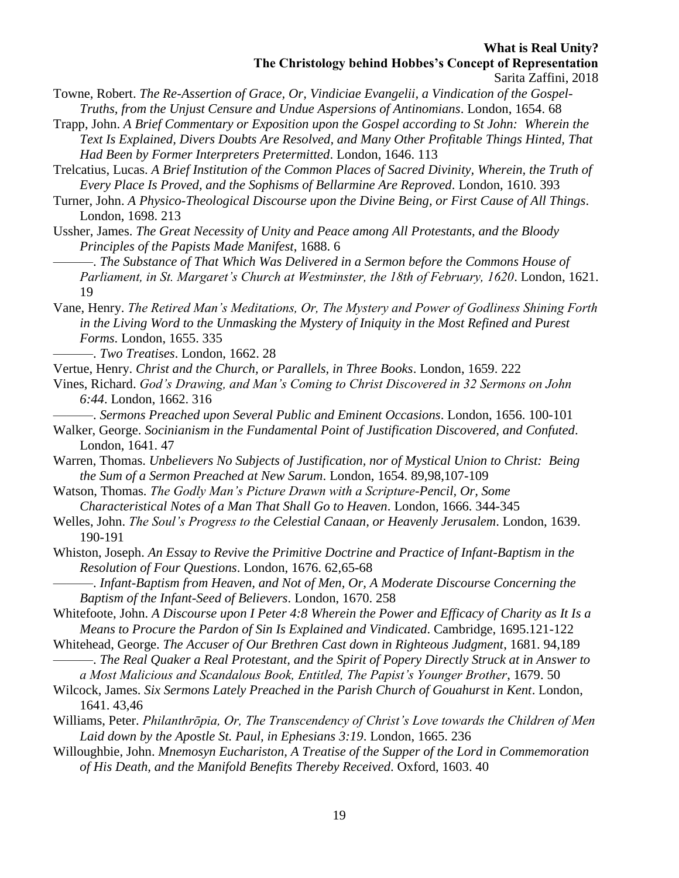Towne, Robert. *The Re-Assertion of Grace, Or, Vindiciae Evangelii, a Vindication of the Gospel-Truths, from the Unjust Censure and Undue Aspersions of Antinomians*. London, 1654. 68

Trapp, John. *A Brief Commentary or Exposition upon the Gospel according to St John: Wherein the Text Is Explained, Divers Doubts Are Resolved, and Many Other Profitable Things Hinted, That Had Been by Former Interpreters Pretermitted*. London, 1646. 113

Trelcatius, Lucas. *A Brief Institution of the Common Places of Sacred Divinity, Wherein, the Truth of Every Place Is Proved, and the Sophisms of Bellarmine Are Reproved*. London, 1610. 393

Turner, John. *A Physico-Theological Discourse upon the Divine Being, or First Cause of All Things*. London, 1698. 213

Ussher, James. *The Great Necessity of Unity and Peace among All Protestants, and the Bloody Principles of the Papists Made Manifest*, 1688. 6

———. *The Substance of That Which Was Delivered in a Sermon before the Commons House of Parliament, in St. Margaret's Church at Westminster, the 18th of February, 1620*. London, 1621. 19

Vane, Henry. *The Retired Man's Meditations, Or, The Mystery and Power of Godliness Shining Forth in the Living Word to the Unmasking the Mystery of Iniquity in the Most Refined and Purest Forms*. London, 1655. 335

———. *Two Treatises*. London, 1662. 28

Vertue, Henry. *Christ and the Church, or Parallels, in Three Books*. London, 1659. 222

Vines, Richard. *God's Drawing, and Man's Coming to Christ Discovered in 32 Sermons on John 6:44*. London, 1662. 316

———. *Sermons Preached upon Several Public and Eminent Occasions*. London, 1656. 100-101

Walker, George. *Socinianism in the Fundamental Point of Justification Discovered, and Confuted*. London, 1641. 47

Warren, Thomas. *Unbelievers No Subjects of Justification, nor of Mystical Union to Christ: Being the Sum of a Sermon Preached at New Sarum*. London, 1654. 89,98,107-109

Watson, Thomas. *The Godly Man's Picture Drawn with a Scripture-Pencil, Or, Some Characteristical Notes of a Man That Shall Go to Heaven*. London, 1666. 344-345

Welles, John. *The Soul's Progress to the Celestial Canaan, or Heavenly Jerusalem*. London, 1639. 190-191

Whiston, Joseph. *An Essay to Revive the Primitive Doctrine and Practice of Infant-Baptism in the Resolution of Four Questions*. London, 1676. 62,65-68

———. *Infant-Baptism from Heaven, and Not of Men, Or, A Moderate Discourse Concerning the Baptism of the Infant-Seed of Believers*. London, 1670. 258

Whitefoote, John. *A Discourse upon I Peter 4:8 Wherein the Power and Efficacy of Charity as It Is a Means to Procure the Pardon of Sin Is Explained and Vindicated*. Cambridge, 1695.121-122

Whitehead, George. *The Accuser of Our Brethren Cast down in Righteous Judgment*, 1681. 94,189

———. *The Real Quaker a Real Protestant, and the Spirit of Popery Directly Struck at in Answer to a Most Malicious and Scandalous Book, Entitled, The Papist's Younger Brother*, 1679. 50

Wilcock, James. *Six Sermons Lately Preached in the Parish Church of Gouahurst in Kent*. London, 1641. 43,46

Williams, Peter. *Philanthrōpia, Or, The Transcendency of Christ's Love towards the Children of Men Laid down by the Apostle St. Paul, in Ephesians 3:19*. London, 1665. 236

Willoughbie, John. *Mnemosyn Eucharistion, A Treatise of the Supper of the Lord in Commemoration of His Death, and the Manifold Benefits Thereby Received*. Oxford, 1603. 40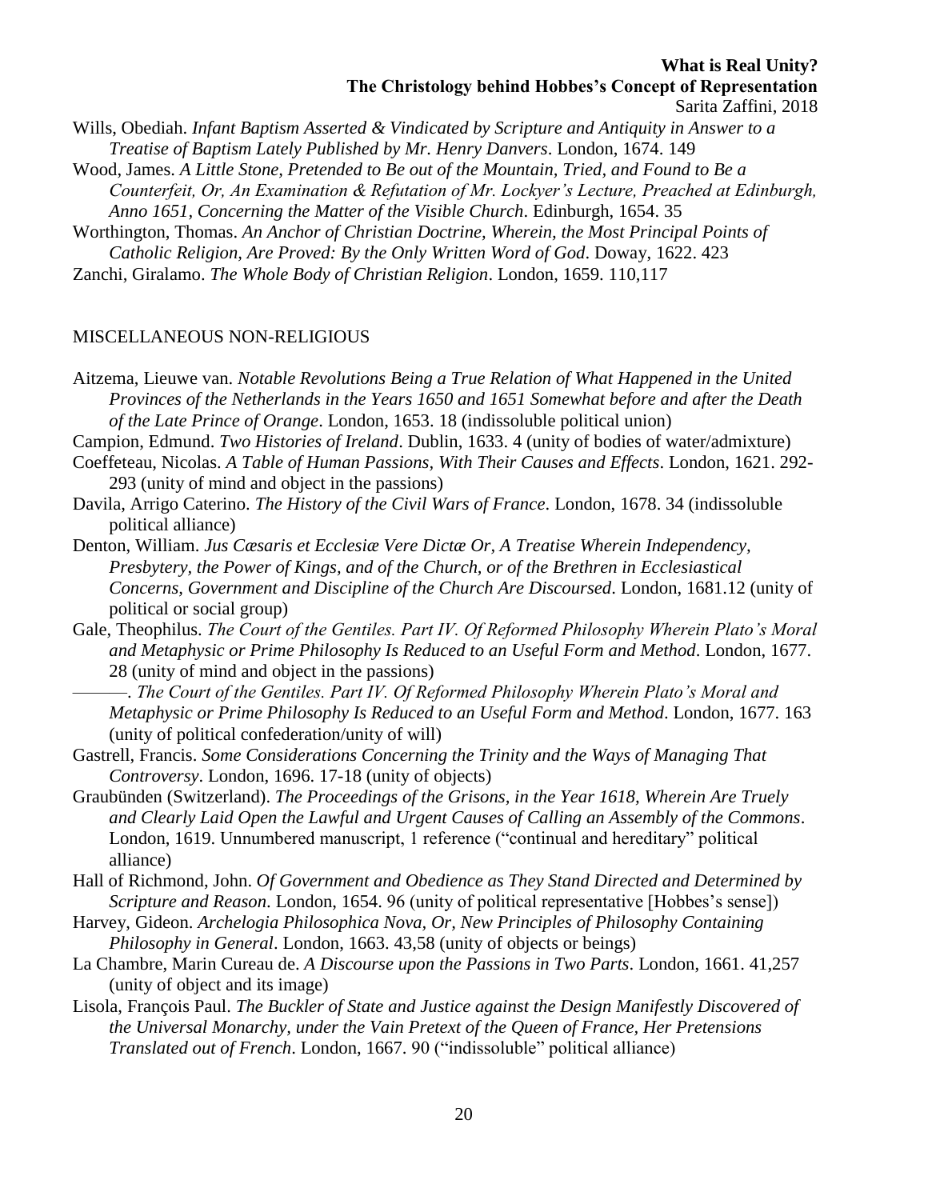Wills, Obediah. *Infant Baptism Asserted & Vindicated by Scripture and Antiquity in Answer to a Treatise of Baptism Lately Published by Mr. Henry Danvers*. London, 1674. 149

Wood, James. *A Little Stone, Pretended to Be out of the Mountain, Tried, and Found to Be a Counterfeit, Or, An Examination & Refutation of Mr. Lockyer's Lecture, Preached at Edinburgh, Anno 1651, Concerning the Matter of the Visible Church*. Edinburgh, 1654. 35

Worthington, Thomas. *An Anchor of Christian Doctrine, Wherein, the Most Principal Points of Catholic Religion, Are Proved: By the Only Written Word of God*. Doway, 1622. 423

Zanchi, Giralamo. *The Whole Body of Christian Religion*. London, 1659. 110,117

## MISCELLANEOUS NON-RELIGIOUS

Aitzema, Lieuwe van. *Notable Revolutions Being a True Relation of What Happened in the United Provinces of the Netherlands in the Years 1650 and 1651 Somewhat before and after the Death of the Late Prince of Orange*. London, 1653. 18 (indissoluble political union)

Campion, Edmund. *Two Histories of Ireland*. Dublin, 1633. 4 (unity of bodies of water/admixture)

Coeffeteau, Nicolas. *A Table of Human Passions, With Their Causes and Effects*. London, 1621. 292-293 (unity of mind and object in the passions)

Davila, Arrigo Caterino. *The History of the Civil Wars of France*. London, 1678. 34 (indissoluble political alliance)

Denton, William. *Jus Cæsaris et Ecclesiæ Vere Dictæ Or, A Treatise Wherein Independency, Presbytery, the Power of Kings, and of the Church, or of the Brethren in Ecclesiastical Concerns, Government and Discipline of the Church Are Discoursed*. London, 1681.12 (unity of political or social group)

Gale, Theophilus. *The Court of the Gentiles. Part IV. Of Reformed Philosophy Wherein Plato's Moral and Metaphysic or Prime Philosophy Is Reduced to an Useful Form and Method*. London, 1677. 28 (unity of mind and object in the passions)

———. *The Court of the Gentiles. Part IV. Of Reformed Philosophy Wherein Plato's Moral and Metaphysic or Prime Philosophy Is Reduced to an Useful Form and Method*. London, 1677. 163 (unity of political confederation/unity of will)

Gastrell, Francis. *Some Considerations Concerning the Trinity and the Ways of Managing That Controversy*. London, 1696. 17-18 (unity of objects)

Graubünden (Switzerland). *The Proceedings of the Grisons, in the Year 1618, Wherein Are Truely and Clearly Laid Open the Lawful and Urgent Causes of Calling an Assembly of the Commons*. London, 1619. Unnumbered manuscript, 1 reference ("continual and hereditary" political alliance)

Hall of Richmond, John. *Of Government and Obedience as They Stand Directed and Determined by Scripture and Reason*. London, 1654. 96 (unity of political representative [Hobbes's sense])

Harvey, Gideon. *Archelogia Philosophica Nova, Or, New Principles of Philosophy Containing Philosophy in General*. London, 1663. 43,58 (unity of objects or beings)

La Chambre, Marin Cureau de. *A Discourse upon the Passions in Two Parts*. London, 1661. 41,257 (unity of object and its image)

Lisola, François Paul. *The Buckler of State and Justice against the Design Manifestly Discovered of the Universal Monarchy, under the Vain Pretext of the Queen of France, Her Pretensions Translated out of French*. London, 1667. 90 ("indissoluble" political alliance)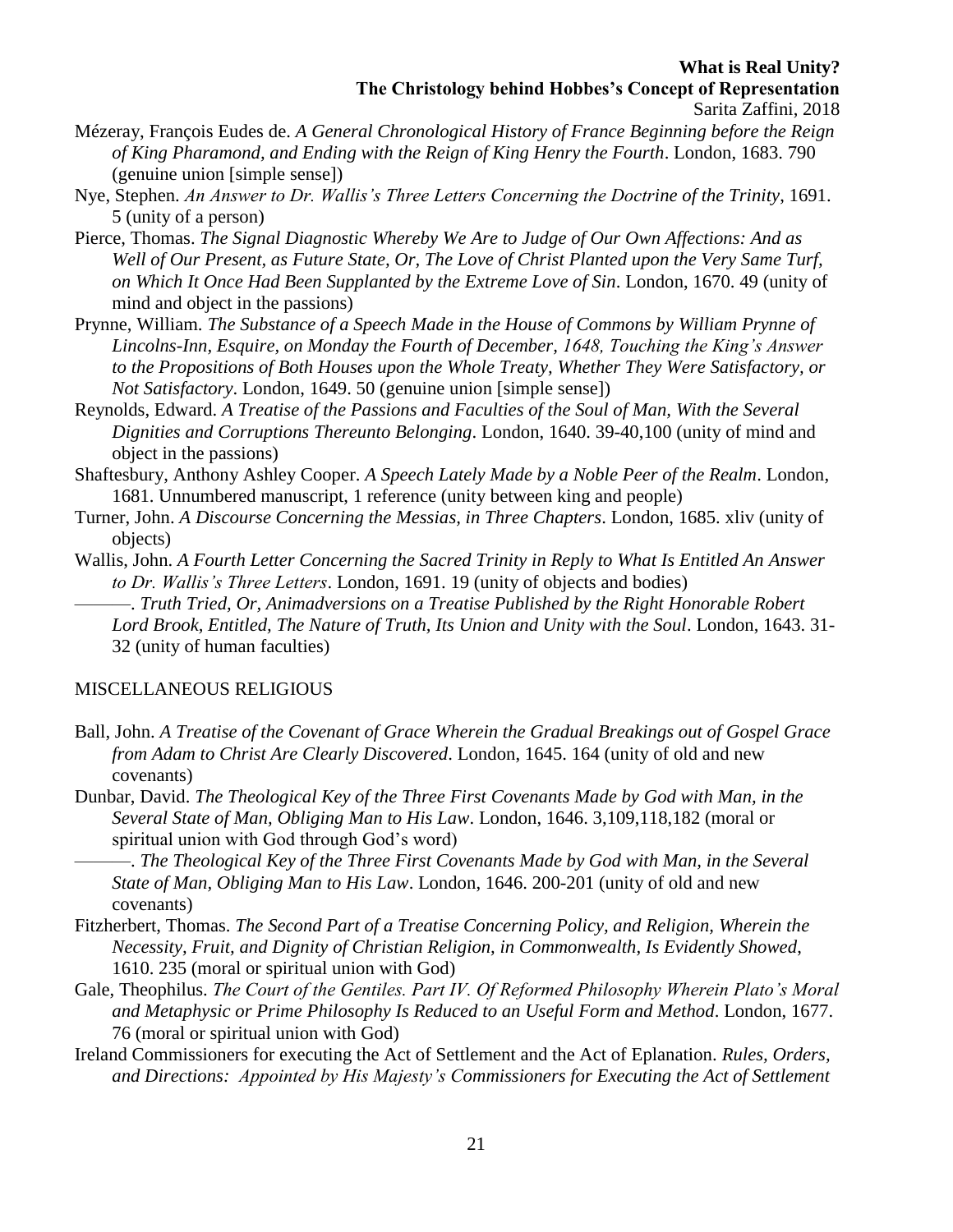Mézeray, François Eudes de. *A General Chronological History of France Beginning before the Reign of King Pharamond, and Ending with the Reign of King Henry the Fourth*. London, 1683. 790 (genuine union [simple sense])

Nye, Stephen. *An Answer to Dr. Wallis's Three Letters Concerning the Doctrine of the Trinity*, 1691. 5 (unity of a person)

Pierce, Thomas. *The Signal Diagnostic Whereby We Are to Judge of Our Own Affections: And as Well of Our Present, as Future State, Or, The Love of Christ Planted upon the Very Same Turf, on Which It Once Had Been Supplanted by the Extreme Love of Sin*. London, 1670. 49 (unity of mind and object in the passions)

Prynne, William. *The Substance of a Speech Made in the House of Commons by William Prynne of Lincolns-Inn, Esquire, on Monday the Fourth of December, 1648, Touching the King's Answer to the Propositions of Both Houses upon the Whole Treaty, Whether They Were Satisfactory, or Not Satisfactory*. London, 1649. 50 (genuine union [simple sense])

Reynolds, Edward. *A Treatise of the Passions and Faculties of the Soul of Man, With the Several Dignities and Corruptions Thereunto Belonging*. London, 1640. 39-40,100 (unity of mind and object in the passions)

Shaftesbury, Anthony Ashley Cooper. *A Speech Lately Made by a Noble Peer of the Realm*. London, 1681. Unnumbered manuscript, 1 reference (unity between king and people)

Turner, John. *A Discourse Concerning the Messias, in Three Chapters*. London, 1685. xliv (unity of objects)

Wallis, John. *A Fourth Letter Concerning the Sacred Trinity in Reply to What Is Entitled An Answer to Dr. Wallis's Three Letters*. London, 1691. 19 (unity of objects and bodies)

———. *Truth Tried, Or, Animadversions on a Treatise Published by the Right Honorable Robert Lord Brook, Entitled, The Nature of Truth, Its Union and Unity with the Soul*. London, 1643. 31-32 (unity of human faculties)

MISCELLANEOUS RELIGIOUS

Ball, John. *A Treatise of the Covenant of Grace Wherein the Gradual Breakings out of Gospel Grace from Adam to Christ Are Clearly Discovered*. London, 1645. 164 (unity of old and new covenants)

Dunbar, David. *The Theological Key of the Three First Covenants Made by God with Man, in the Several State of Man, Obliging Man to His Law*. London, 1646. 3,109,118,182 (moral or spiritual union with God through God's word)

———. *The Theological Key of the Three First Covenants Made by God with Man, in the Several State of Man, Obliging Man to His Law*. London, 1646. 200-201 (unity of old and new covenants)

Fitzherbert, Thomas. *The Second Part of a Treatise Concerning Policy, and Religion, Wherein the Necessity, Fruit, and Dignity of Christian Religion, in Commonwealth, Is Evidently Showed*, 1610. 235 (moral or spiritual union with God)

Gale, Theophilus. *The Court of the Gentiles. Part IV. Of Reformed Philosophy Wherein Plato's Moral and Metaphysic or Prime Philosophy Is Reduced to an Useful Form and Method*. London, 1677. 76 (moral or spiritual union with God)

Ireland Commissioners for executing the Act of Settlement and the Act of Eplanation. *Rules, Orders, and Directions: Appointed by His Majesty's Commissioners for Executing the Act of Settlement*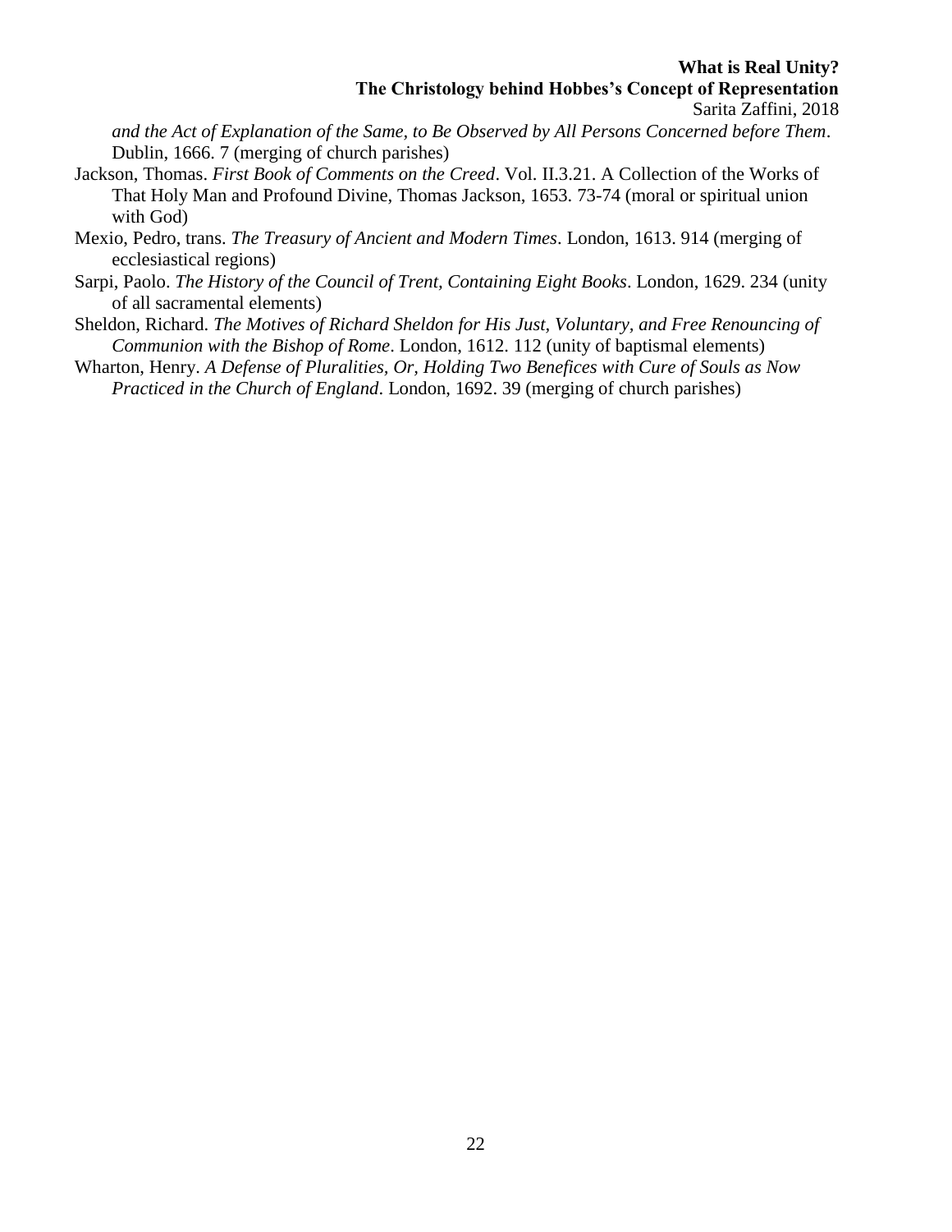*and the Act of Explanation of the Same, to Be Observed by All Persons Concerned before Them*. Dublin, 1666. 7 (merging of church parishes)

Jackson, Thomas. *First Book of Comments on the Creed*. Vol. II.3.21. A Collection of the Works of That Holy Man and Profound Divine, Thomas Jackson, 1653. 73-74 (moral or spiritual union with God)

Mexio, Pedro, trans. *The Treasury of Ancient and Modern Times*. London, 1613. 914 (merging of ecclesiastical regions)

Sarpi, Paolo. *The History of the Council of Trent, Containing Eight Books*. London, 1629. 234 (unity of all sacramental elements)

Sheldon, Richard. *The Motives of Richard Sheldon for His Just, Voluntary, and Free Renouncing of Communion with the Bishop of Rome*. London, 1612. 112 (unity of baptismal elements)

Wharton, Henry. *A Defense of Pluralities, Or, Holding Two Benefices with Cure of Souls as Now Practiced in the Church of England*. London, 1692. 39 (merging of church parishes)